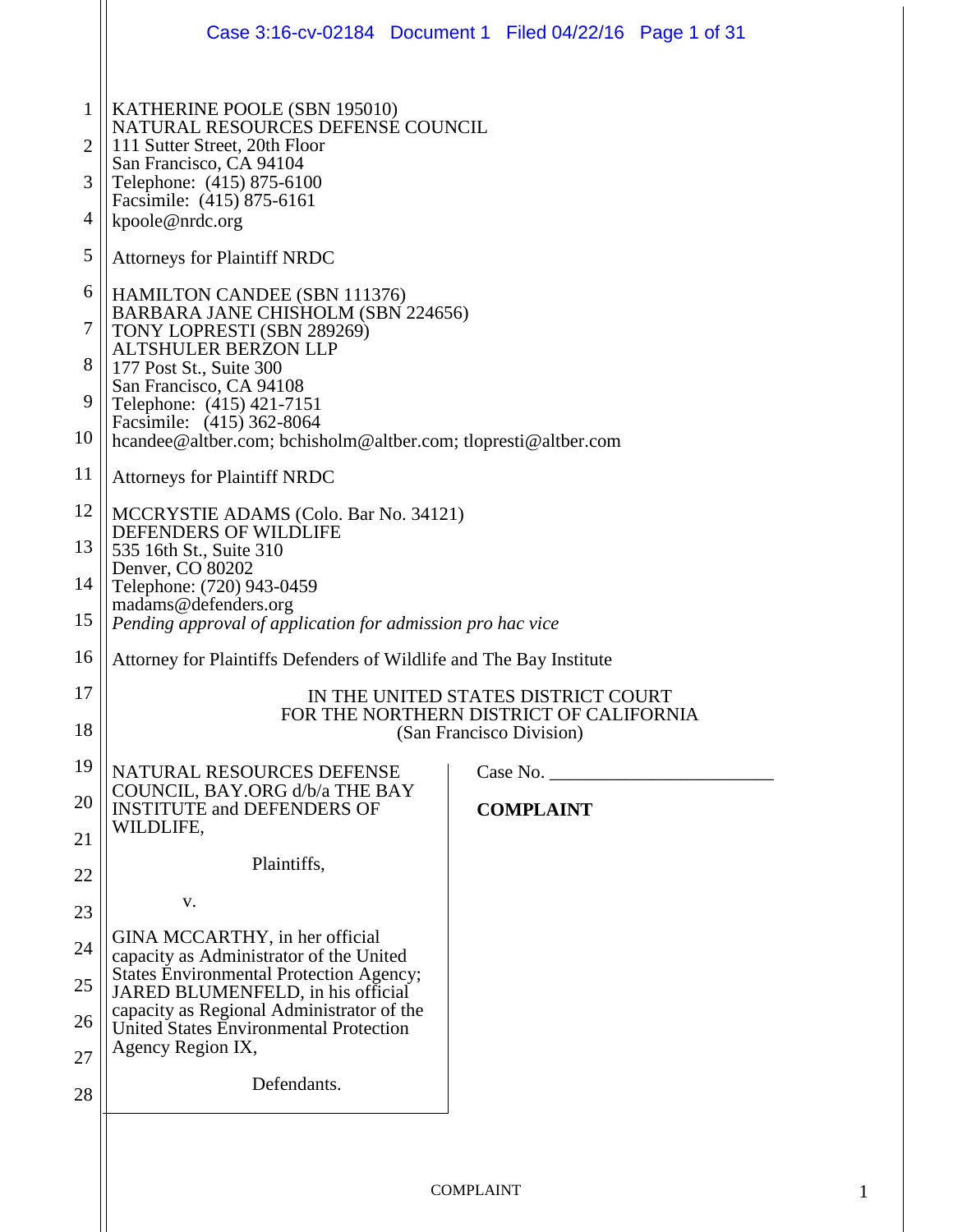KATHERINE POOLE (SBN 195010)
NATURAL RESOURCES DEFENSE COUNCIL
111 Sutter Street, 20th Floor
San Francisco, CA 94104
Telephone: (415) 875-6100
Facsimile: (415) 875-6161
kpoole@nrdc.org

Attorneys for Plaintiff NRDC

HAMILTON CANDEE (SBN 111376)
BARBARA JANE CHISHOLM (SBN 224656)
TONY LOPRESTI (SBN 289269)
ALTSHULER BERZON LLP
177 Post St., Suite 300
San Francisco, CA 94108
Telephone: (415) 421-7151
Facsimile: (415) 362-8064
hcandee@altber.com; bchisholm@altber.com; tlopresti@altber.com

Attorneys for Plaintiff NRDC

MCCRYSTIE ADAMS (Colo. Bar No. 34121)
DEFENDERS OF WILDLIFE
535 16th St., Suite 310
Denver, CO 80202
Telephone: (720) 943-0459
madams@defenders.org
*Pending approval of application for admission pro hac vice*

Attorney for Plaintiffs Defenders of Wildlife and The Bay Institute

IN THE UNITED STATES DISTRICT COURT
FOR THE NORTHERN DISTRICT OF CALIFORNIA
(San Francisco Division)

| | |
|---|---|
| NATURAL RESOURCES DEFENSE COUNCIL, BAY.ORG d/b/a THE BAY INSTITUTE and DEFENDERS OF WILDLIFE,<br><br>Plaintiffs,<br><br>v.<br><br>GINA MCCARTHY, in her official capacity as Administrator of the United States Environmental Protection Agency; JARED BLUMENFELD, in his official capacity as Regional Administrator of the United States Environmental Protection Agency Region IX,<br><br>Defendants. | Case No. \_\_\_\_\_\_\_\_\_\_\_\_\_\_\_\_\_\_\_\_\_\_<br><br>**COMPLAINT** |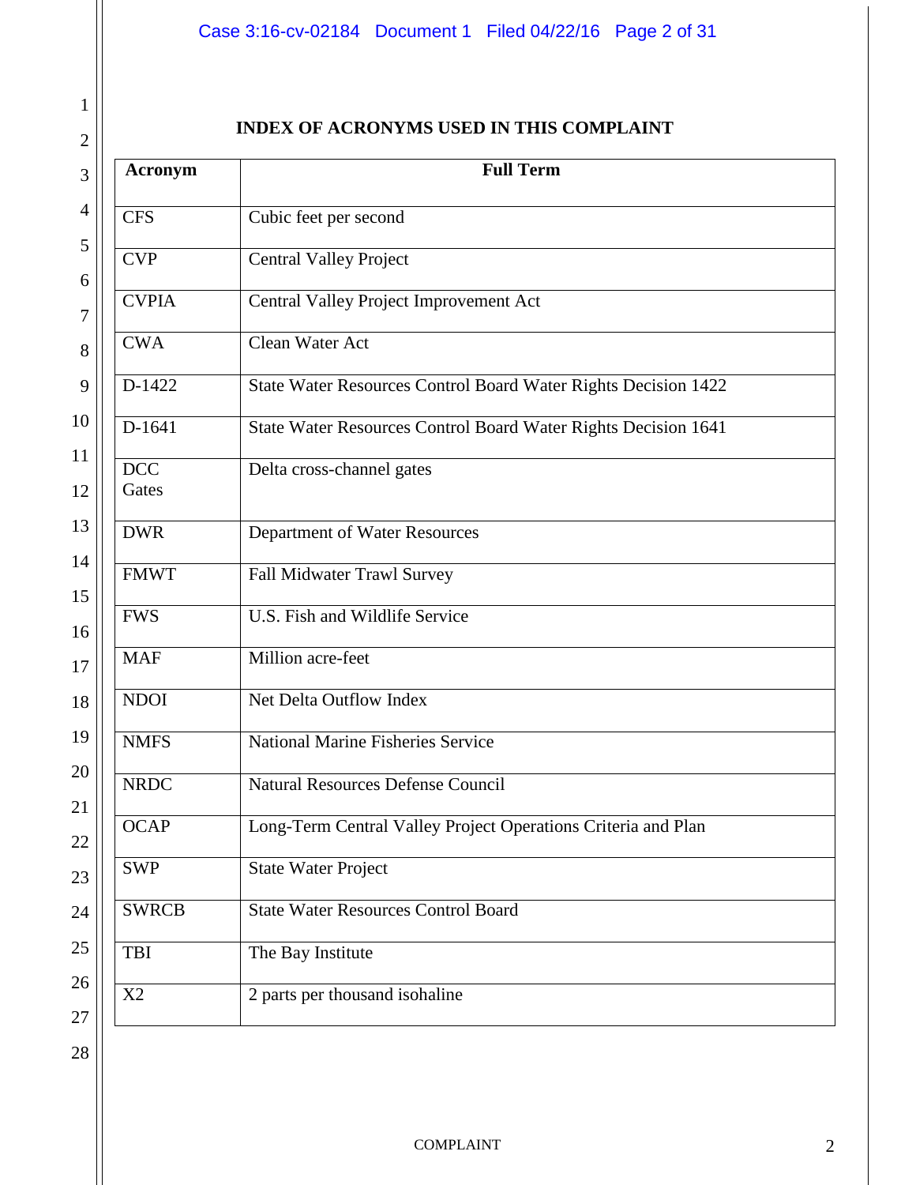## INDEX OF ACRONYMS USED IN THIS COMPLAINT

| Acronym | Full Term |
|---|---|
| CFS | Cubic feet per second |
| CVP | Central Valley Project |
| CVPIA | Central Valley Project Improvement Act |
| CWA | Clean Water Act |
| D-1422 | State Water Resources Control Board Water Rights Decision 1422 |
| D-1641 | State Water Resources Control Board Water Rights Decision 1641 |
| DCC Gates | Delta cross-channel gates |
| DWR | Department of Water Resources |
| FMWT | Fall Midwater Trawl Survey |
| FWS | U.S. Fish and Wildlife Service |
| MAF | Million acre-feet |
| NDOI | Net Delta Outflow Index |
| NMFS | National Marine Fisheries Service |
| NRDC | Natural Resources Defense Council |
| OCAP | Long-Term Central Valley Project Operations Criteria and Plan |
| SWP | State Water Project |
| SWRCB | State Water Resources Control Board |
| TBI | The Bay Institute |
| X2 | 2 parts per thousand isohaline |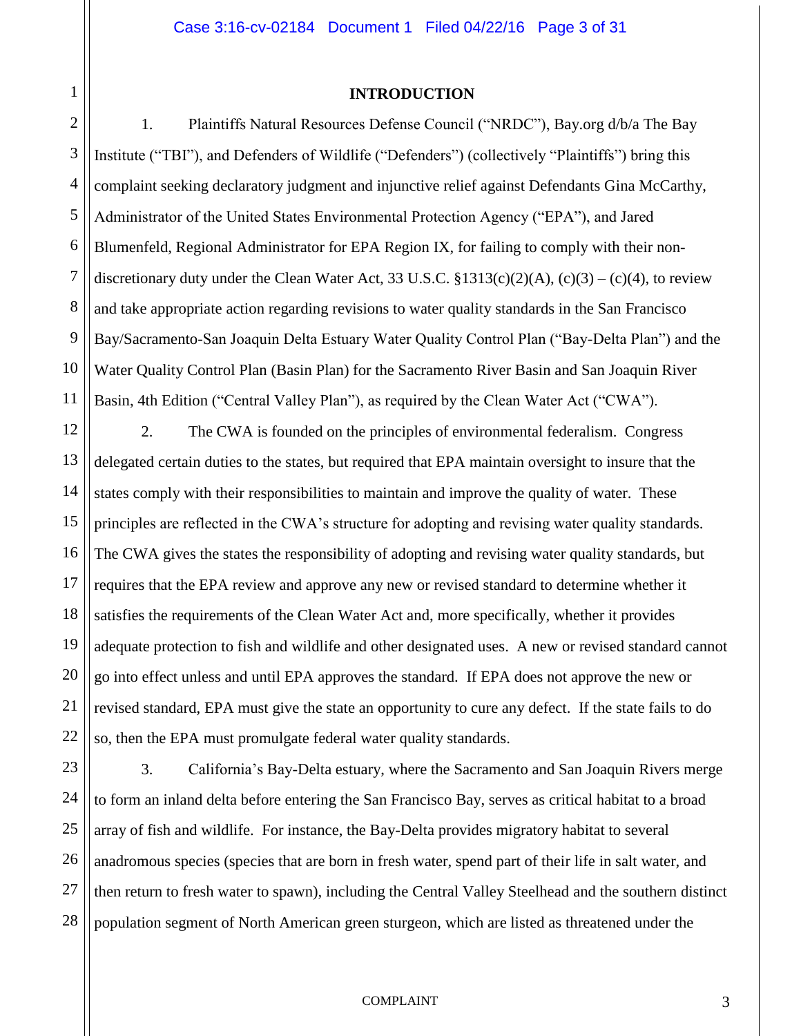**INTRODUCTION**

1. Plaintiffs Natural Resources Defense Council ("NRDC"), Bay.org d/b/a The Bay Institute ("TBI"), and Defenders of Wildlife ("Defenders") (collectively "Plaintiffs") bring this complaint seeking declaratory judgment and injunctive relief against Defendants Gina McCarthy, Administrator of the United States Environmental Protection Agency ("EPA"), and Jared Blumenfeld, Regional Administrator for EPA Region IX, for failing to comply with their non-discretionary duty under the Clean Water Act, 33 U.S.C. §1313(c)(2)(A), (c)(3) – (c)(4), to review and take appropriate action regarding revisions to water quality standards in the San Francisco Bay/Sacramento-San Joaquin Delta Estuary Water Quality Control Plan ("Bay-Delta Plan") and the Water Quality Control Plan (Basin Plan) for the Sacramento River Basin and San Joaquin River Basin, 4th Edition ("Central Valley Plan"), as required by the Clean Water Act ("CWA").

2. The CWA is founded on the principles of environmental federalism. Congress delegated certain duties to the states, but required that EPA maintain oversight to insure that the states comply with their responsibilities to maintain and improve the quality of water. These principles are reflected in the CWA's structure for adopting and revising water quality standards. The CWA gives the states the responsibility of adopting and revising water quality standards, but requires that the EPA review and approve any new or revised standard to determine whether it satisfies the requirements of the Clean Water Act and, more specifically, whether it provides adequate protection to fish and wildlife and other designated uses. A new or revised standard cannot go into effect unless and until EPA approves the standard. If EPA does not approve the new or revised standard, EPA must give the state an opportunity to cure any defect. If the state fails to do so, then the EPA must promulgate federal water quality standards.

3. California's Bay-Delta estuary, where the Sacramento and San Joaquin Rivers merge to form an inland delta before entering the San Francisco Bay, serves as critical habitat to a broad array of fish and wildlife. For instance, the Bay-Delta provides migratory habitat to several anadromous species (species that are born in fresh water, spend part of their life in salt water, and then return to fresh water to spawn), including the Central Valley Steelhead and the southern distinct population segment of North American green sturgeon, which are listed as threatened under the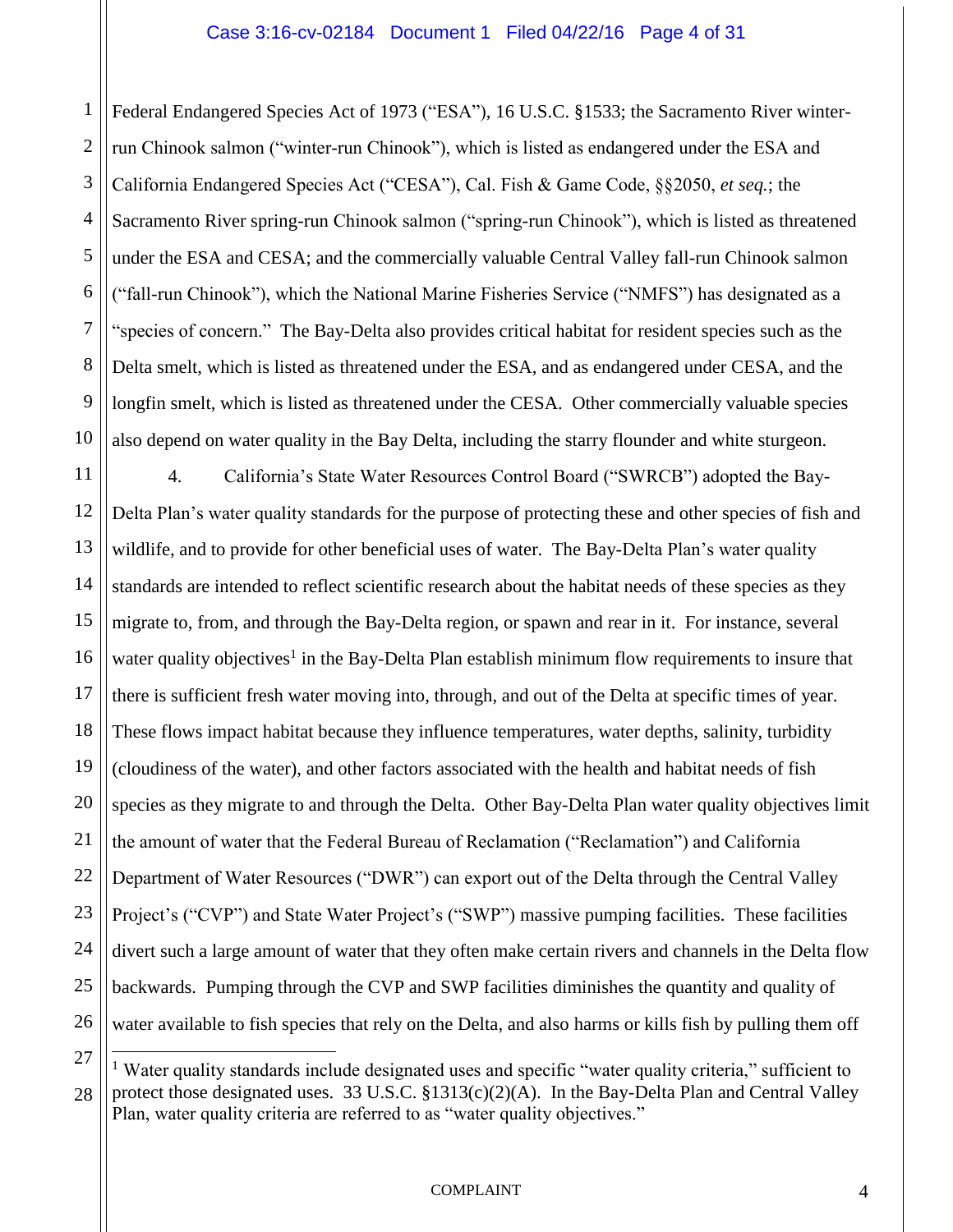Federal Endangered Species Act of 1973 ("ESA"), 16 U.S.C. §1533; the Sacramento River winter-run Chinook salmon ("winter-run Chinook"), which is listed as endangered under the ESA and California Endangered Species Act ("CESA"), Cal. Fish & Game Code, §§2050, *et seq.*; the Sacramento River spring-run Chinook salmon ("spring-run Chinook"), which is listed as threatened under the ESA and CESA; and the commercially valuable Central Valley fall-run Chinook salmon ("fall-run Chinook"), which the National Marine Fisheries Service ("NMFS") has designated as a "species of concern." The Bay-Delta also provides critical habitat for resident species such as the Delta smelt, which is listed as threatened under the ESA, and as endangered under CESA, and the longfin smelt, which is listed as threatened under the CESA. Other commercially valuable species also depend on water quality in the Bay Delta, including the starry flounder and white sturgeon.

4. California's State Water Resources Control Board ("SWRCB") adopted the Bay-Delta Plan's water quality standards for the purpose of protecting these and other species of fish and wildlife, and to provide for other beneficial uses of water. The Bay-Delta Plan's water quality standards are intended to reflect scientific research about the habitat needs of these species as they migrate to, from, and through the Bay-Delta region, or spawn and rear in it. For instance, several water quality objectives[1] in the Bay-Delta Plan establish minimum flow requirements to insure that there is sufficient fresh water moving into, through, and out of the Delta at specific times of year. These flows impact habitat because they influence temperatures, water depths, salinity, turbidity (cloudiness of the water), and other factors associated with the health and habitat needs of fish species as they migrate to and through the Delta. Other Bay-Delta Plan water quality objectives limit the amount of water that the Federal Bureau of Reclamation ("Reclamation") and California Department of Water Resources ("DWR") can export out of the Delta through the Central Valley Project's ("CVP") and State Water Project's ("SWP") massive pumping facilities. These facilities divert such a large amount of water that they often make certain rivers and channels in the Delta flow backwards. Pumping through the CVP and SWP facilities diminishes the quantity and quality of water available to fish species that rely on the Delta, and also harms or kills fish by pulling them off

[1] Water quality standards include designated uses and specific "water quality criteria," sufficient to protect those designated uses. 33 U.S.C. §1313(c)(2)(A). In the Bay-Delta Plan and Central Valley Plan, water quality criteria are referred to as "water quality objectives."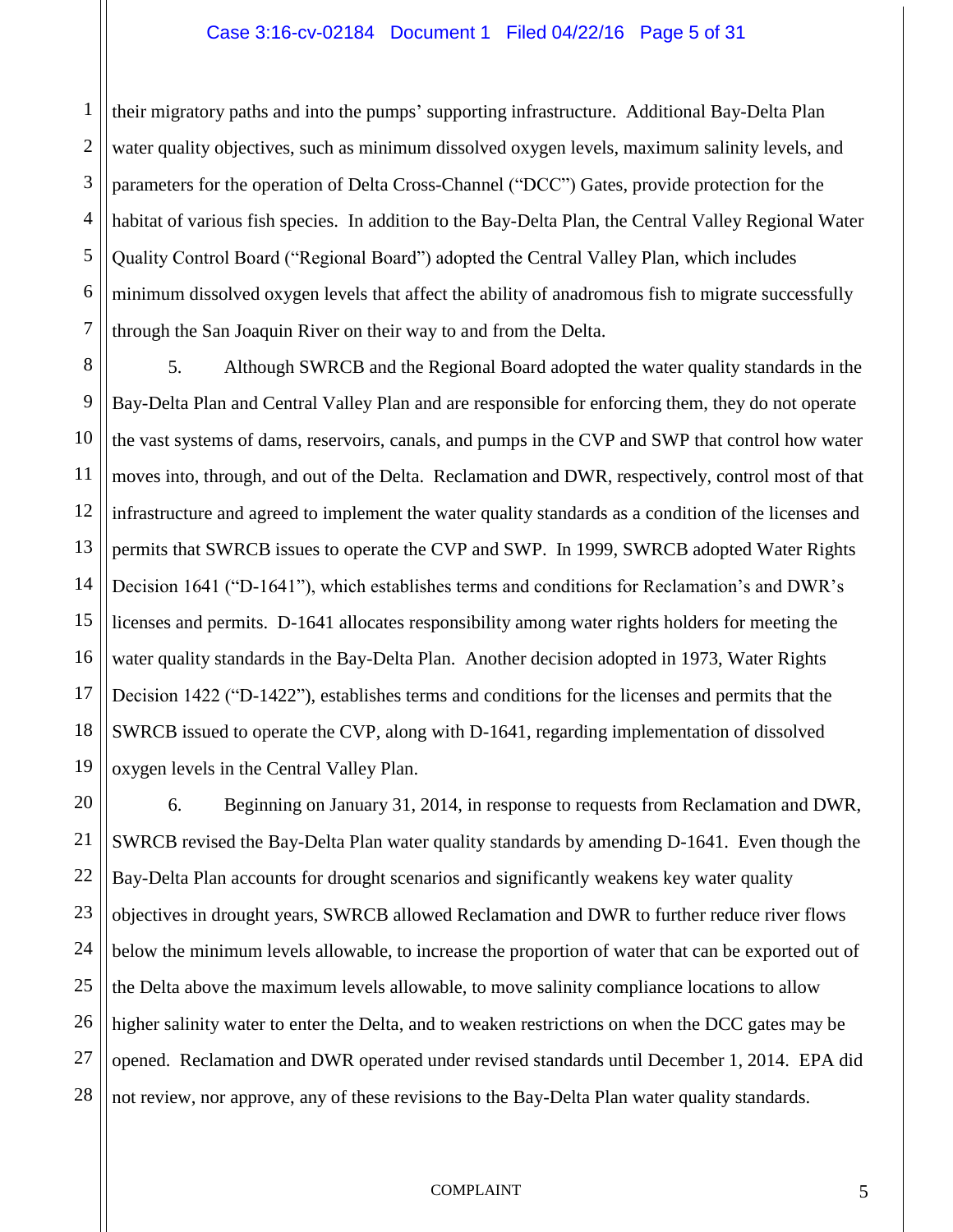their migratory paths and into the pumps' supporting infrastructure. Additional Bay-Delta Plan water quality objectives, such as minimum dissolved oxygen levels, maximum salinity levels, and parameters for the operation of Delta Cross-Channel ("DCC") Gates, provide protection for the habitat of various fish species. In addition to the Bay-Delta Plan, the Central Valley Regional Water Quality Control Board ("Regional Board") adopted the Central Valley Plan, which includes minimum dissolved oxygen levels that affect the ability of anadromous fish to migrate successfully through the San Joaquin River on their way to and from the Delta.

5. Although SWRCB and the Regional Board adopted the water quality standards in the Bay-Delta Plan and Central Valley Plan and are responsible for enforcing them, they do not operate the vast systems of dams, reservoirs, canals, and pumps in the CVP and SWP that control how water moves into, through, and out of the Delta. Reclamation and DWR, respectively, control most of that infrastructure and agreed to implement the water quality standards as a condition of the licenses and permits that SWRCB issues to operate the CVP and SWP. In 1999, SWRCB adopted Water Rights Decision 1641 ("D-1641"), which establishes terms and conditions for Reclamation's and DWR's licenses and permits. D-1641 allocates responsibility among water rights holders for meeting the water quality standards in the Bay-Delta Plan. Another decision adopted in 1973, Water Rights Decision 1422 ("D-1422"), establishes terms and conditions for the licenses and permits that the SWRCB issued to operate the CVP, along with D-1641, regarding implementation of dissolved oxygen levels in the Central Valley Plan.

6. Beginning on January 31, 2014, in response to requests from Reclamation and DWR, SWRCB revised the Bay-Delta Plan water quality standards by amending D-1641. Even though the Bay-Delta Plan accounts for drought scenarios and significantly weakens key water quality objectives in drought years, SWRCB allowed Reclamation and DWR to further reduce river flows below the minimum levels allowable, to increase the proportion of water that can be exported out of the Delta above the maximum levels allowable, to move salinity compliance locations to allow higher salinity water to enter the Delta, and to weaken restrictions on when the DCC gates may be opened. Reclamation and DWR operated under revised standards until December 1, 2014. EPA did not review, nor approve, any of these revisions to the Bay-Delta Plan water quality standards.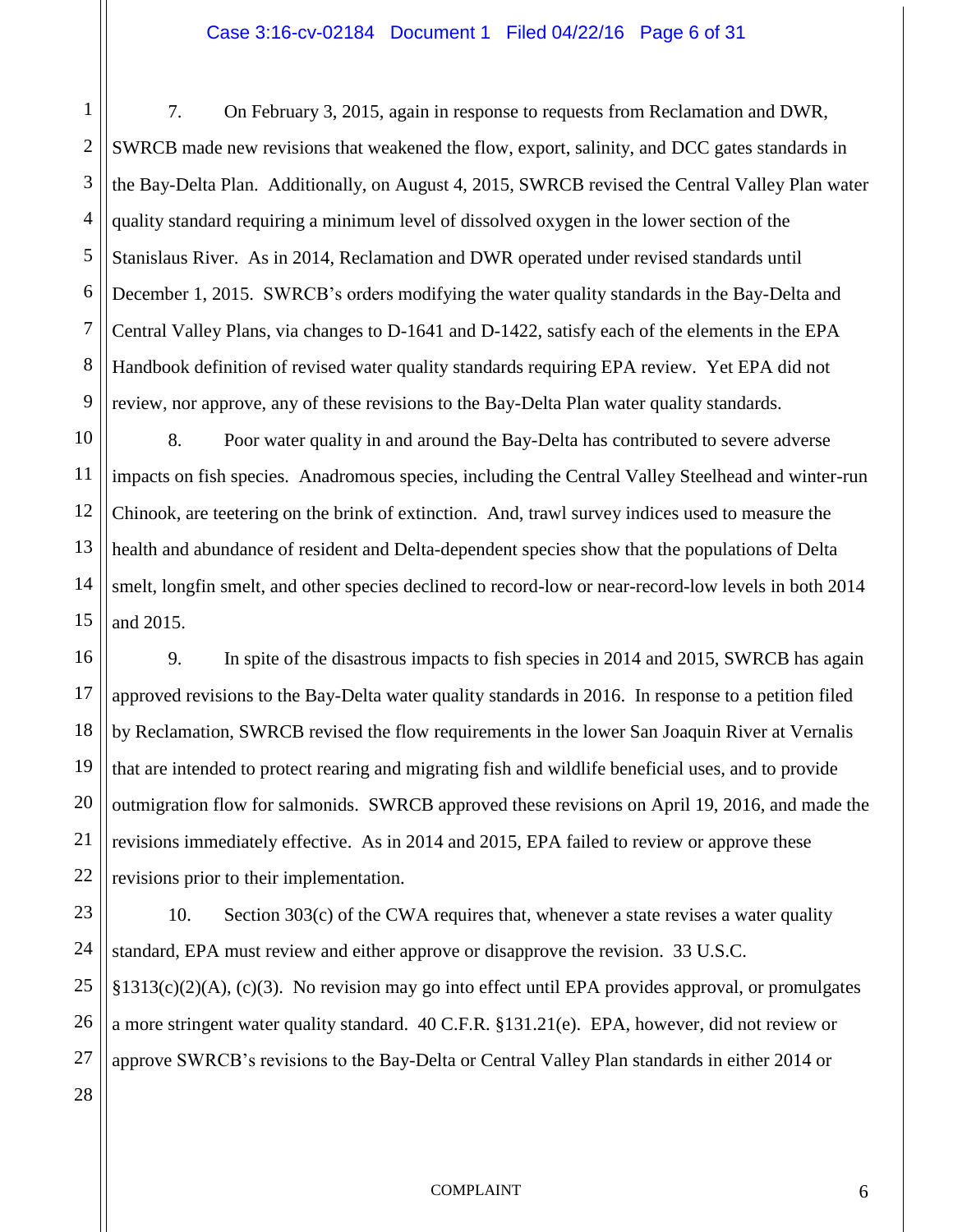7. On February 3, 2015, again in response to requests from Reclamation and DWR, SWRCB made new revisions that weakened the flow, export, salinity, and DCC gates standards in the Bay-Delta Plan. Additionally, on August 4, 2015, SWRCB revised the Central Valley Plan water quality standard requiring a minimum level of dissolved oxygen in the lower section of the Stanislaus River. As in 2014, Reclamation and DWR operated under revised standards until December 1, 2015. SWRCB's orders modifying the water quality standards in the Bay-Delta and Central Valley Plans, via changes to D-1641 and D-1422, satisfy each of the elements in the EPA Handbook definition of revised water quality standards requiring EPA review. Yet EPA did not review, nor approve, any of these revisions to the Bay-Delta Plan water quality standards.

8. Poor water quality in and around the Bay-Delta has contributed to severe adverse impacts on fish species. Anadromous species, including the Central Valley Steelhead and winter-run Chinook, are teetering on the brink of extinction. And, trawl survey indices used to measure the health and abundance of resident and Delta-dependent species show that the populations of Delta smelt, longfin smelt, and other species declined to record-low or near-record-low levels in both 2014 and 2015.

9. In spite of the disastrous impacts to fish species in 2014 and 2015, SWRCB has again approved revisions to the Bay-Delta water quality standards in 2016. In response to a petition filed by Reclamation, SWRCB revised the flow requirements in the lower San Joaquin River at Vernalis that are intended to protect rearing and migrating fish and wildlife beneficial uses, and to provide outmigration flow for salmonids. SWRCB approved these revisions on April 19, 2016, and made the revisions immediately effective. As in 2014 and 2015, EPA failed to review or approve these revisions prior to their implementation.

10. Section 303(c) of the CWA requires that, whenever a state revises a water quality standard, EPA must review and either approve or disapprove the revision. 33 U.S.C. §1313(c)(2)(A), (c)(3). No revision may go into effect until EPA provides approval, or promulgates a more stringent water quality standard. 40 C.F.R. §131.21(e). EPA, however, did not review or approve SWRCB's revisions to the Bay-Delta or Central Valley Plan standards in either 2014 or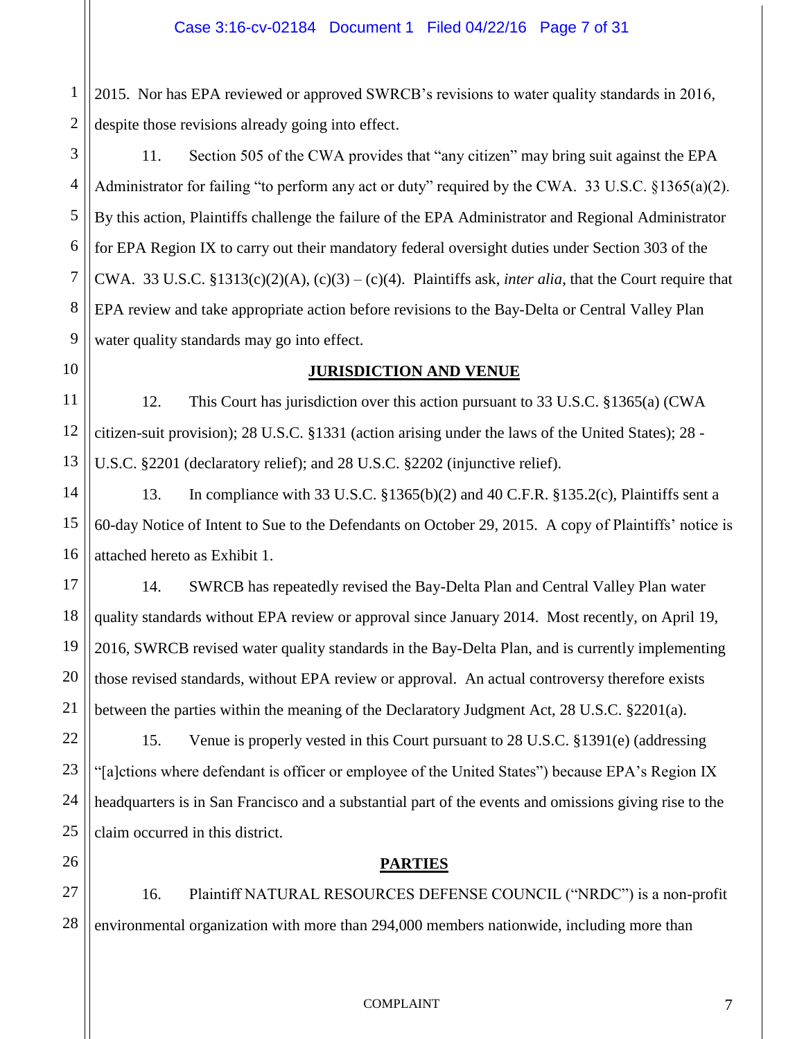2015. Nor has EPA reviewed or approved SWRCB's revisions to water quality standards in 2016, despite those revisions already going into effect.

11. Section 505 of the CWA provides that "any citizen" may bring suit against the EPA Administrator for failing "to perform any act or duty" required by the CWA. 33 U.S.C. §1365(a)(2). By this action, Plaintiffs challenge the failure of the EPA Administrator and Regional Administrator for EPA Region IX to carry out their mandatory federal oversight duties under Section 303 of the CWA. 33 U.S.C. §1313(c)(2)(A), (c)(3) – (c)(4). Plaintiffs ask, *inter alia*, that the Court require that EPA review and take appropriate action before revisions to the Bay-Delta or Central Valley Plan water quality standards may go into effect.

## JURISDICTION AND VENUE

12. This Court has jurisdiction over this action pursuant to 33 U.S.C. §1365(a) (CWA citizen-suit provision); 28 U.S.C. §1331 (action arising under the laws of the United States); 28 - U.S.C. §2201 (declaratory relief); and 28 U.S.C. §2202 (injunctive relief).

13. In compliance with 33 U.S.C. §1365(b)(2) and 40 C.F.R. §135.2(c), Plaintiffs sent a 60-day Notice of Intent to Sue to the Defendants on October 29, 2015. A copy of Plaintiffs' notice is attached hereto as Exhibit 1.

14. SWRCB has repeatedly revised the Bay-Delta Plan and Central Valley Plan water quality standards without EPA review or approval since January 2014. Most recently, on April 19, 2016, SWRCB revised water quality standards in the Bay-Delta Plan, and is currently implementing those revised standards, without EPA review or approval. An actual controversy therefore exists between the parties within the meaning of the Declaratory Judgment Act, 28 U.S.C. §2201(a).

15. Venue is properly vested in this Court pursuant to 28 U.S.C. §1391(e) (addressing "[a]ctions where defendant is officer or employee of the United States") because EPA's Region IX headquarters is in San Francisco and a substantial part of the events and omissions giving rise to the claim occurred in this district.

## PARTIES

16. Plaintiff NATURAL RESOURCES DEFENSE COUNCIL ("NRDC") is a non-profit environmental organization with more than 294,000 members nationwide, including more than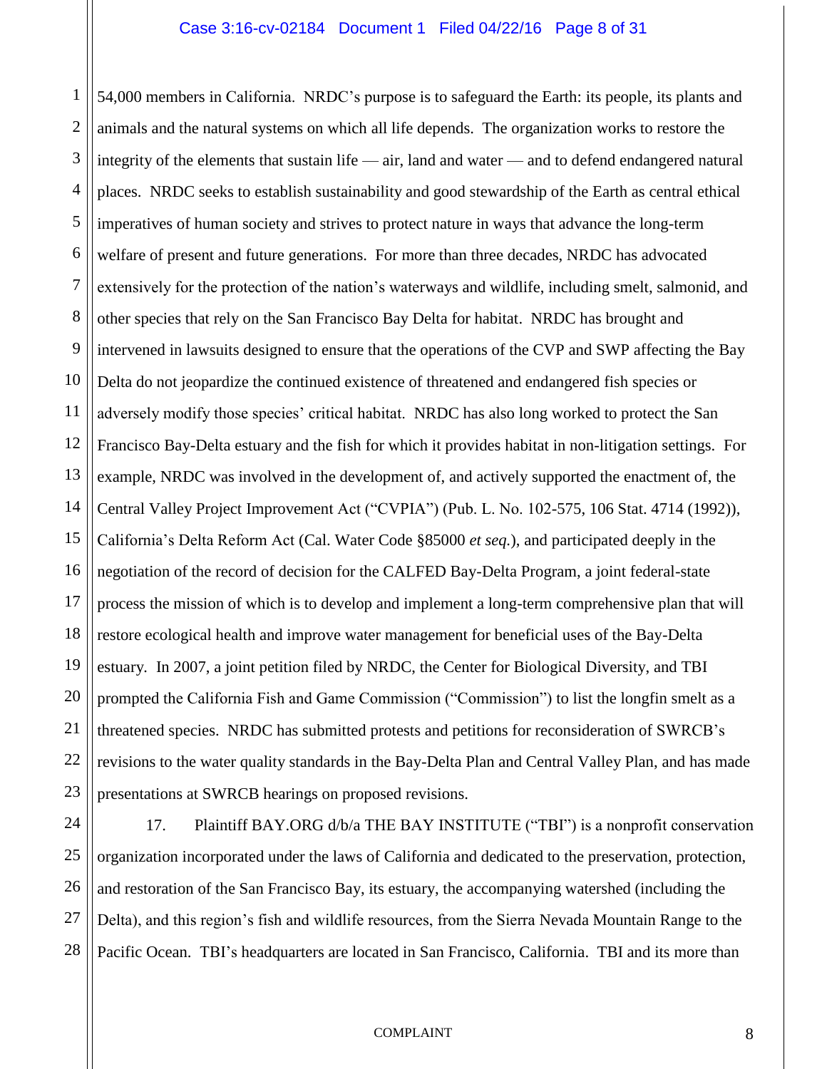54,000 members in California. NRDC's purpose is to safeguard the Earth: its people, its plants and animals and the natural systems on which all life depends. The organization works to restore the integrity of the elements that sustain life — air, land and water — and to defend endangered natural places. NRDC seeks to establish sustainability and good stewardship of the Earth as central ethical imperatives of human society and strives to protect nature in ways that advance the long-term welfare of present and future generations. For more than three decades, NRDC has advocated extensively for the protection of the nation's waterways and wildlife, including smelt, salmonid, and other species that rely on the San Francisco Bay Delta for habitat. NRDC has brought and intervened in lawsuits designed to ensure that the operations of the CVP and SWP affecting the Bay Delta do not jeopardize the continued existence of threatened and endangered fish species or adversely modify those species' critical habitat. NRDC has also long worked to protect the San Francisco Bay-Delta estuary and the fish for which it provides habitat in non-litigation settings. For example, NRDC was involved in the development of, and actively supported the enactment of, the Central Valley Project Improvement Act ("CVPIA") (Pub. L. No. 102-575, 106 Stat. 4714 (1992)), California's Delta Reform Act (Cal. Water Code §85000 *et seq.*), and participated deeply in the negotiation of the record of decision for the CALFED Bay-Delta Program, a joint federal-state process the mission of which is to develop and implement a long-term comprehensive plan that will restore ecological health and improve water management for beneficial uses of the Bay-Delta estuary. In 2007, a joint petition filed by NRDC, the Center for Biological Diversity, and TBI prompted the California Fish and Game Commission ("Commission") to list the longfin smelt as a threatened species. NRDC has submitted protests and petitions for reconsideration of SWRCB's revisions to the water quality standards in the Bay-Delta Plan and Central Valley Plan, and has made presentations at SWRCB hearings on proposed revisions.

17. Plaintiff BAY.ORG d/b/a THE BAY INSTITUTE ("TBI") is a nonprofit conservation organization incorporated under the laws of California and dedicated to the preservation, protection, and restoration of the San Francisco Bay, its estuary, the accompanying watershed (including the Delta), and this region's fish and wildlife resources, from the Sierra Nevada Mountain Range to the Pacific Ocean. TBI's headquarters are located in San Francisco, California. TBI and its more than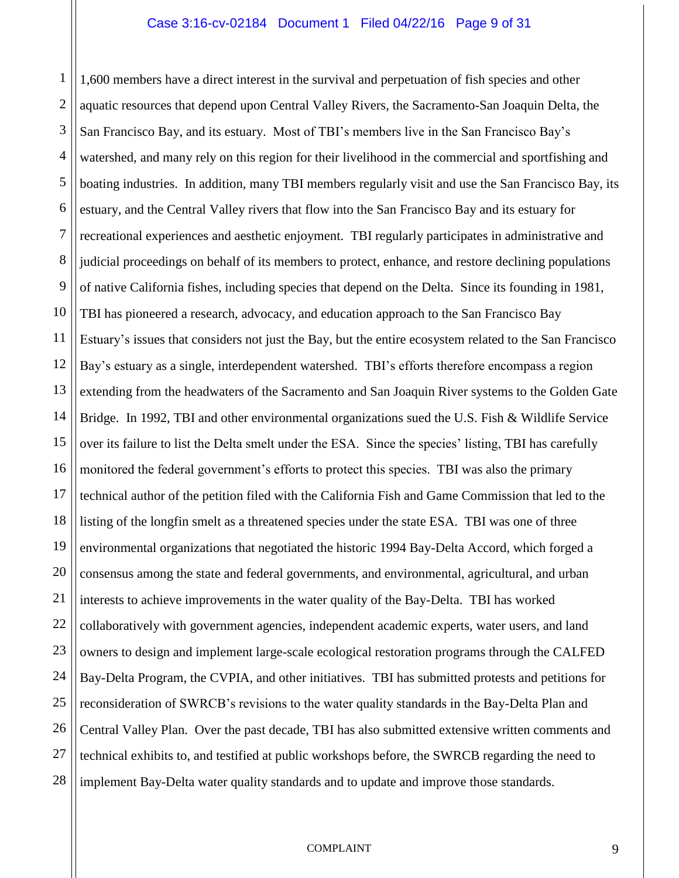1,600 members have a direct interest in the survival and perpetuation of fish species and other aquatic resources that depend upon Central Valley Rivers, the Sacramento-San Joaquin Delta, the San Francisco Bay, and its estuary. Most of TBI's members live in the San Francisco Bay's watershed, and many rely on this region for their livelihood in the commercial and sportfishing and boating industries. In addition, many TBI members regularly visit and use the San Francisco Bay, its estuary, and the Central Valley rivers that flow into the San Francisco Bay and its estuary for recreational experiences and aesthetic enjoyment. TBI regularly participates in administrative and judicial proceedings on behalf of its members to protect, enhance, and restore declining populations of native California fishes, including species that depend on the Delta. Since its founding in 1981, TBI has pioneered a research, advocacy, and education approach to the San Francisco Bay Estuary's issues that considers not just the Bay, but the entire ecosystem related to the San Francisco Bay's estuary as a single, interdependent watershed. TBI's efforts therefore encompass a region extending from the headwaters of the Sacramento and San Joaquin River systems to the Golden Gate Bridge. In 1992, TBI and other environmental organizations sued the U.S. Fish & Wildlife Service over its failure to list the Delta smelt under the ESA. Since the species' listing, TBI has carefully monitored the federal government's efforts to protect this species. TBI was also the primary technical author of the petition filed with the California Fish and Game Commission that led to the listing of the longfin smelt as a threatened species under the state ESA. TBI was one of three environmental organizations that negotiated the historic 1994 Bay-Delta Accord, which forged a consensus among the state and federal governments, and environmental, agricultural, and urban interests to achieve improvements in the water quality of the Bay-Delta. TBI has worked collaboratively with government agencies, independent academic experts, water users, and land owners to design and implement large-scale ecological restoration programs through the CALFED Bay-Delta Program, the CVPIA, and other initiatives. TBI has submitted protests and petitions for reconsideration of SWRCB's revisions to the water quality standards in the Bay-Delta Plan and Central Valley Plan. Over the past decade, TBI has also submitted extensive written comments and technical exhibits to, and testified at public workshops before, the SWRCB regarding the need to implement Bay-Delta water quality standards and to update and improve those standards.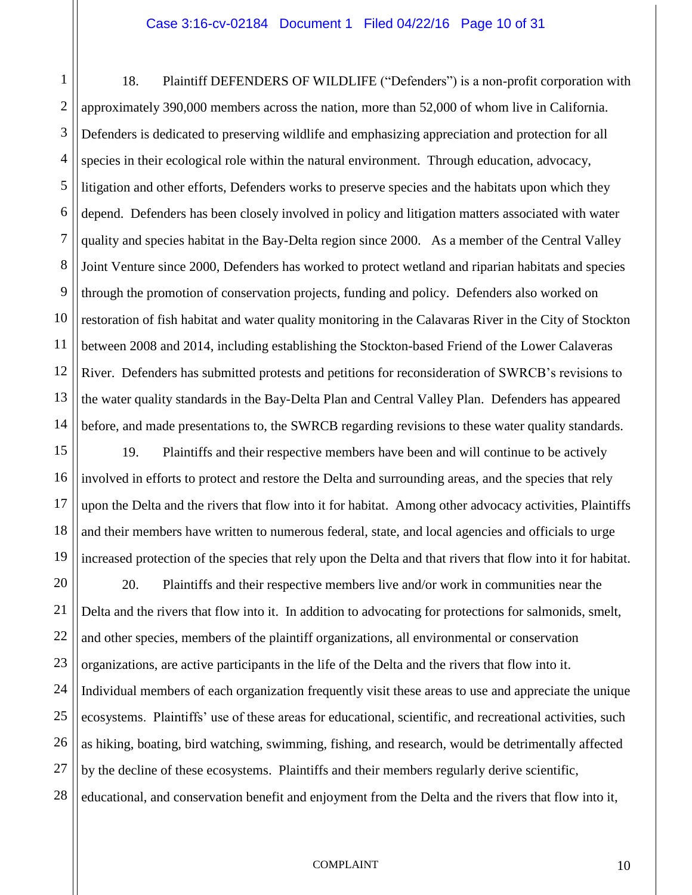18. Plaintiff DEFENDERS OF WILDLIFE ("Defenders") is a non-profit corporation with approximately 390,000 members across the nation, more than 52,000 of whom live in California. Defenders is dedicated to preserving wildlife and emphasizing appreciation and protection for all species in their ecological role within the natural environment. Through education, advocacy, litigation and other efforts, Defenders works to preserve species and the habitats upon which they depend. Defenders has been closely involved in policy and litigation matters associated with water quality and species habitat in the Bay-Delta region since 2000. As a member of the Central Valley Joint Venture since 2000, Defenders has worked to protect wetland and riparian habitats and species through the promotion of conservation projects, funding and policy. Defenders also worked on restoration of fish habitat and water quality monitoring in the Calavaras River in the City of Stockton between 2008 and 2014, including establishing the Stockton-based Friend of the Lower Calaveras River. Defenders has submitted protests and petitions for reconsideration of SWRCB's revisions to the water quality standards in the Bay-Delta Plan and Central Valley Plan. Defenders has appeared before, and made presentations to, the SWRCB regarding revisions to these water quality standards.

19. Plaintiffs and their respective members have been and will continue to be actively involved in efforts to protect and restore the Delta and surrounding areas, and the species that rely upon the Delta and the rivers that flow into it for habitat. Among other advocacy activities, Plaintiffs and their members have written to numerous federal, state, and local agencies and officials to urge increased protection of the species that rely upon the Delta and that rivers that flow into it for habitat.

20. Plaintiffs and their respective members live and/or work in communities near the Delta and the rivers that flow into it. In addition to advocating for protections for salmonids, smelt, and other species, members of the plaintiff organizations, all environmental or conservation organizations, are active participants in the life of the Delta and the rivers that flow into it. Individual members of each organization frequently visit these areas to use and appreciate the unique ecosystems. Plaintiffs' use of these areas for educational, scientific, and recreational activities, such as hiking, boating, bird watching, swimming, fishing, and research, would be detrimentally affected by the decline of these ecosystems. Plaintiffs and their members regularly derive scientific, educational, and conservation benefit and enjoyment from the Delta and the rivers that flow into it,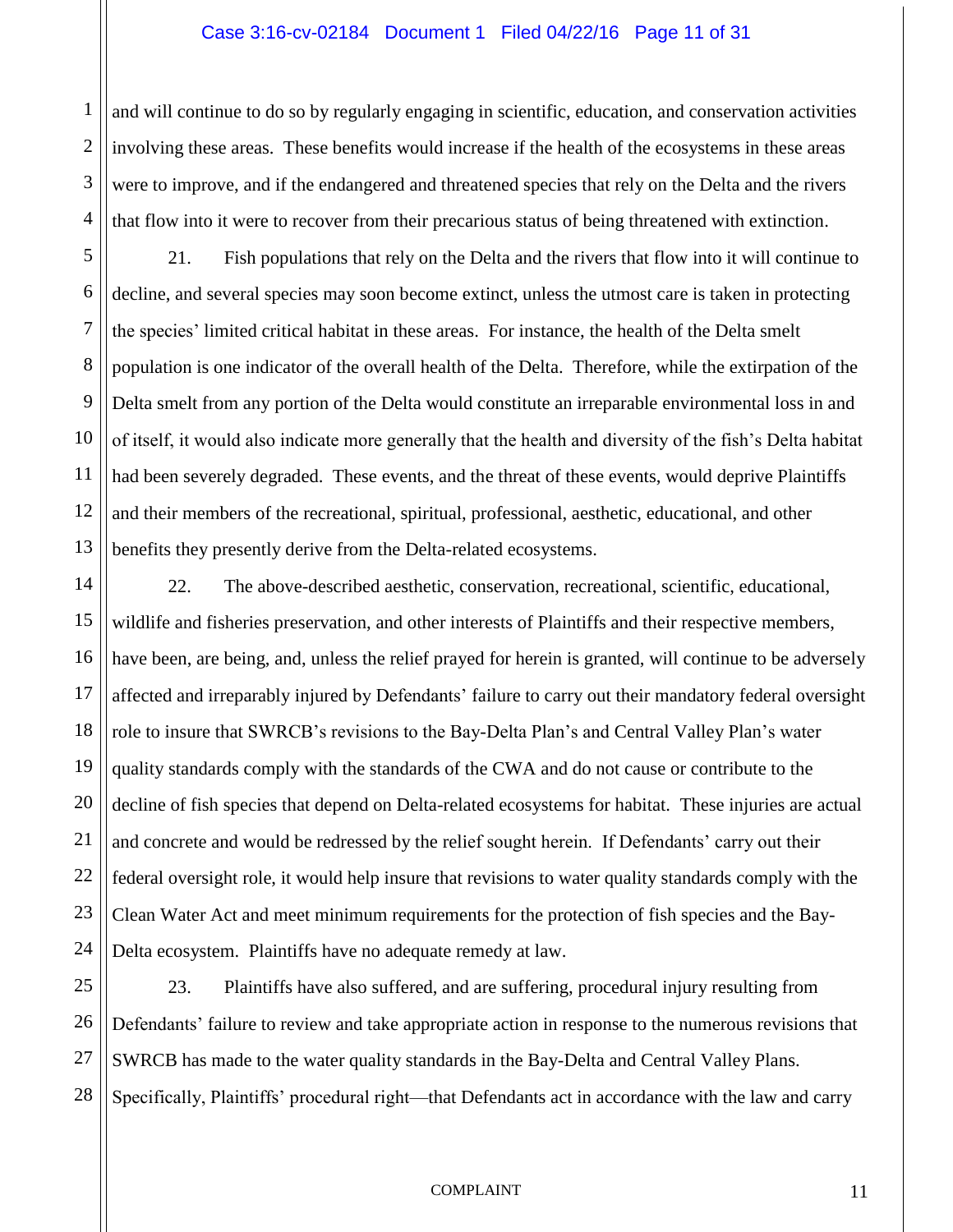and will continue to do so by regularly engaging in scientific, education, and conservation activities involving these areas. These benefits would increase if the health of the ecosystems in these areas were to improve, and if the endangered and threatened species that rely on the Delta and the rivers that flow into it were to recover from their precarious status of being threatened with extinction.

21. Fish populations that rely on the Delta and the rivers that flow into it will continue to decline, and several species may soon become extinct, unless the utmost care is taken in protecting the species' limited critical habitat in these areas. For instance, the health of the Delta smelt population is one indicator of the overall health of the Delta. Therefore, while the extirpation of the Delta smelt from any portion of the Delta would constitute an irreparable environmental loss in and of itself, it would also indicate more generally that the health and diversity of the fish's Delta habitat had been severely degraded. These events, and the threat of these events, would deprive Plaintiffs and their members of the recreational, spiritual, professional, aesthetic, educational, and other benefits they presently derive from the Delta-related ecosystems.

22. The above-described aesthetic, conservation, recreational, scientific, educational, wildlife and fisheries preservation, and other interests of Plaintiffs and their respective members, have been, are being, and, unless the relief prayed for herein is granted, will continue to be adversely affected and irreparably injured by Defendants' failure to carry out their mandatory federal oversight role to insure that SWRCB's revisions to the Bay-Delta Plan's and Central Valley Plan's water quality standards comply with the standards of the CWA and do not cause or contribute to the decline of fish species that depend on Delta-related ecosystems for habitat. These injuries are actual and concrete and would be redressed by the relief sought herein. If Defendants' carry out their federal oversight role, it would help insure that revisions to water quality standards comply with the Clean Water Act and meet minimum requirements for the protection of fish species and the Bay-Delta ecosystem. Plaintiffs have no adequate remedy at law.

23. Plaintiffs have also suffered, and are suffering, procedural injury resulting from Defendants' failure to review and take appropriate action in response to the numerous revisions that SWRCB has made to the water quality standards in the Bay-Delta and Central Valley Plans. Specifically, Plaintiffs' procedural right—that Defendants act in accordance with the law and carry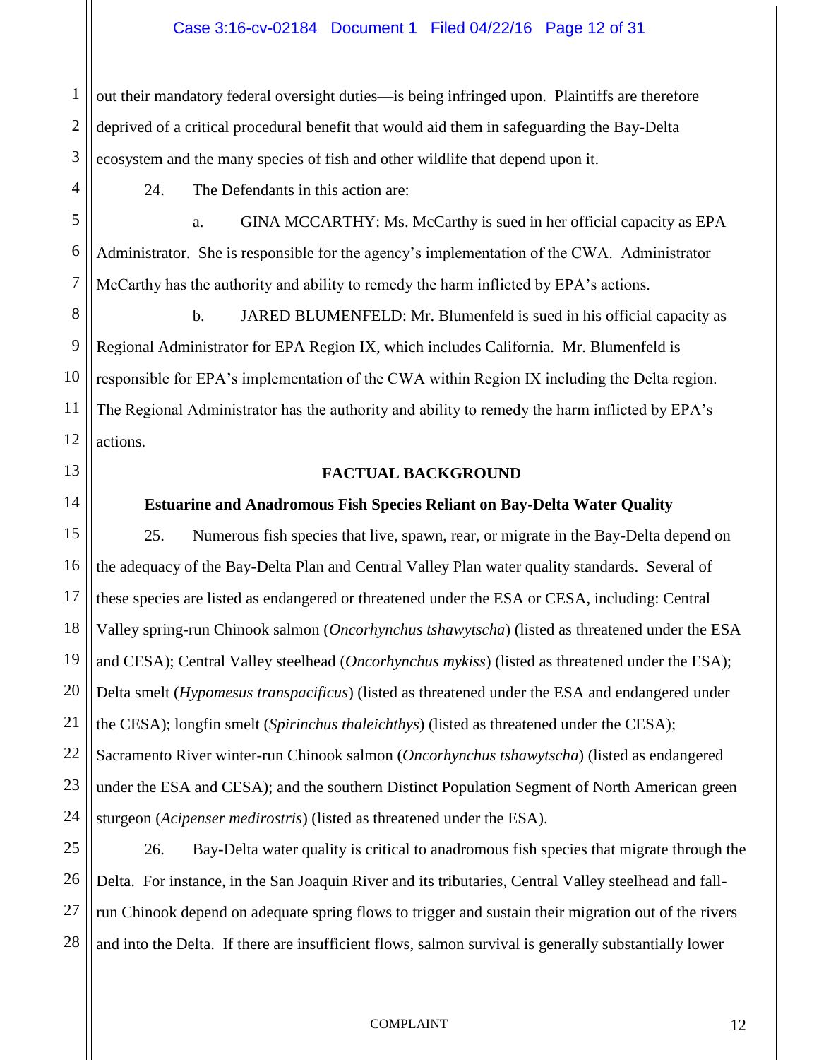out their mandatory federal oversight duties—is being infringed upon. Plaintiffs are therefore deprived of a critical procedural benefit that would aid them in safeguarding the Bay-Delta ecosystem and the many species of fish and other wildlife that depend upon it.

24. The Defendants in this action are:

a. GINA MCCARTHY: Ms. McCarthy is sued in her official capacity as EPA Administrator. She is responsible for the agency's implementation of the CWA. Administrator McCarthy has the authority and ability to remedy the harm inflicted by EPA's actions.

b. JARED BLUMENFELD: Mr. Blumenfeld is sued in his official capacity as Regional Administrator for EPA Region IX, which includes California. Mr. Blumenfeld is responsible for EPA's implementation of the CWA within Region IX including the Delta region. The Regional Administrator has the authority and ability to remedy the harm inflicted by EPA's actions.

## FACTUAL BACKGROUND

### Estuarine and Anadromous Fish Species Reliant on Bay-Delta Water Quality

25. Numerous fish species that live, spawn, rear, or migrate in the Bay-Delta depend on the adequacy of the Bay-Delta Plan and Central Valley Plan water quality standards. Several of these species are listed as endangered or threatened under the ESA or CESA, including: Central Valley spring-run Chinook salmon (*Oncorhynchus tshawytscha*) (listed as threatened under the ESA and CESA); Central Valley steelhead (*Oncorhynchus mykiss*) (listed as threatened under the ESA); Delta smelt (*Hypomesus transpacificus*) (listed as threatened under the ESA and endangered under the CESA); longfin smelt (*Spirinchus thaleichthys*) (listed as threatened under the CESA); Sacramento River winter-run Chinook salmon (*Oncorhynchus tshawytscha*) (listed as endangered under the ESA and CESA); and the southern Distinct Population Segment of North American green sturgeon (*Acipenser medirostris*) (listed as threatened under the ESA).

26. Bay-Delta water quality is critical to anadromous fish species that migrate through the Delta. For instance, in the San Joaquin River and its tributaries, Central Valley steelhead and fall-run Chinook depend on adequate spring flows to trigger and sustain their migration out of the rivers and into the Delta. If there are insufficient flows, salmon survival is generally substantially lower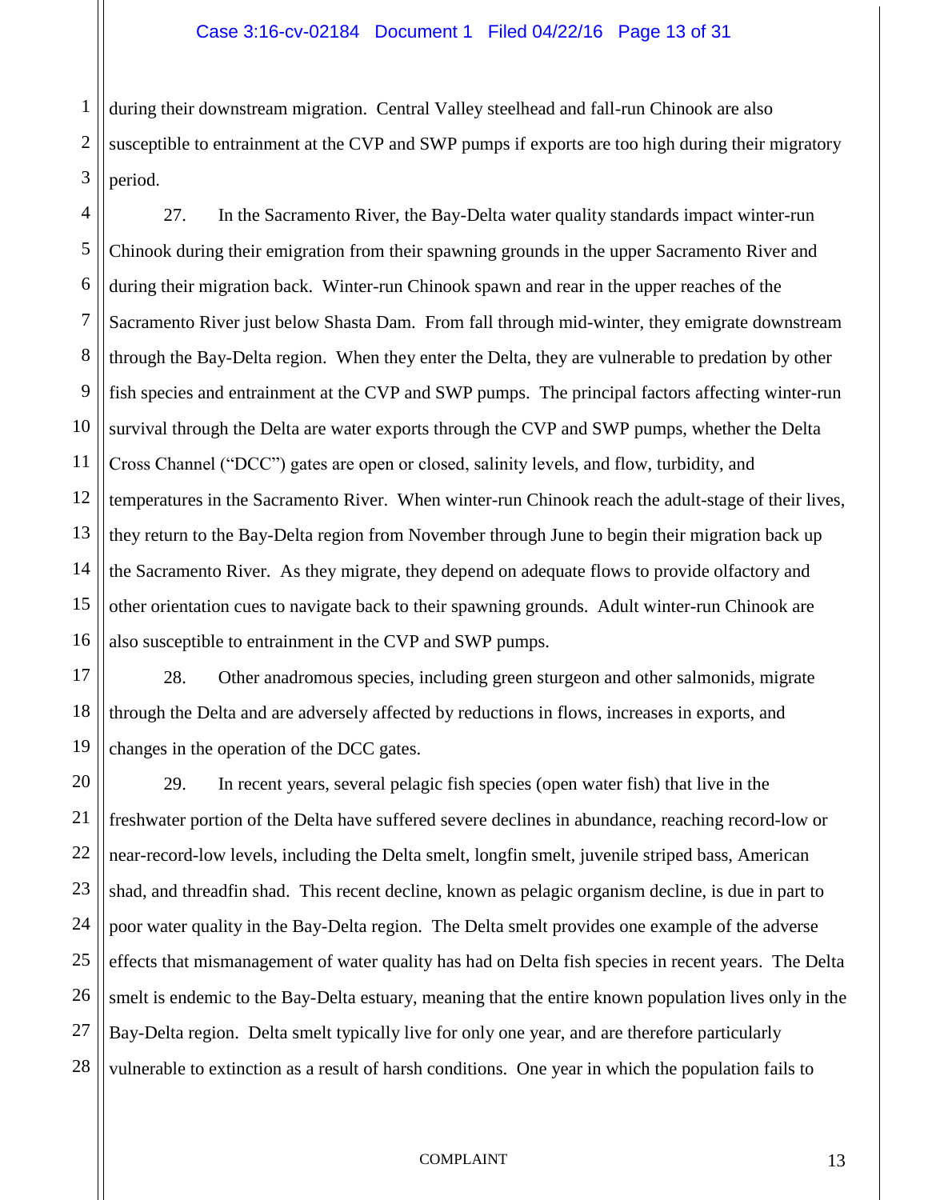during their downstream migration. Central Valley steelhead and fall-run Chinook are also susceptible to entrainment at the CVP and SWP pumps if exports are too high during their migratory period.

27. In the Sacramento River, the Bay-Delta water quality standards impact winter-run Chinook during their emigration from their spawning grounds in the upper Sacramento River and during their migration back. Winter-run Chinook spawn and rear in the upper reaches of the Sacramento River just below Shasta Dam. From fall through mid-winter, they emigrate downstream through the Bay-Delta region. When they enter the Delta, they are vulnerable to predation by other fish species and entrainment at the CVP and SWP pumps. The principal factors affecting winter-run survival through the Delta are water exports through the CVP and SWP pumps, whether the Delta Cross Channel ("DCC") gates are open or closed, salinity levels, and flow, turbidity, and temperatures in the Sacramento River. When winter-run Chinook reach the adult-stage of their lives, they return to the Bay-Delta region from November through June to begin their migration back up the Sacramento River. As they migrate, they depend on adequate flows to provide olfactory and other orientation cues to navigate back to their spawning grounds. Adult winter-run Chinook are also susceptible to entrainment in the CVP and SWP pumps.

28. Other anadromous species, including green sturgeon and other salmonids, migrate through the Delta and are adversely affected by reductions in flows, increases in exports, and changes in the operation of the DCC gates.

29. In recent years, several pelagic fish species (open water fish) that live in the freshwater portion of the Delta have suffered severe declines in abundance, reaching record-low or near-record-low levels, including the Delta smelt, longfin smelt, juvenile striped bass, American shad, and threadfin shad. This recent decline, known as pelagic organism decline, is due in part to poor water quality in the Bay-Delta region. The Delta smelt provides one example of the adverse effects that mismanagement of water quality has had on Delta fish species in recent years. The Delta smelt is endemic to the Bay-Delta estuary, meaning that the entire known population lives only in the Bay-Delta region. Delta smelt typically live for only one year, and are therefore particularly vulnerable to extinction as a result of harsh conditions. One year in which the population fails to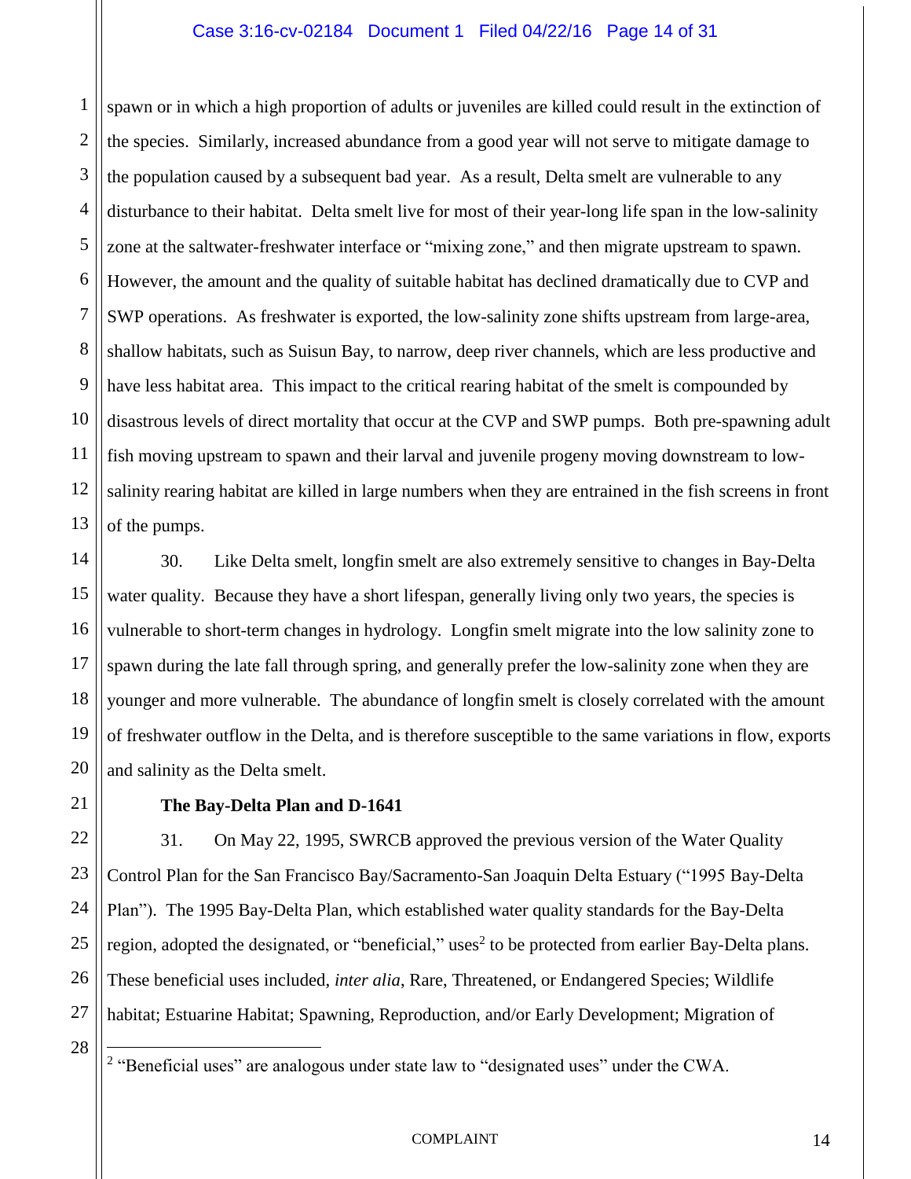spawn or in which a high proportion of adults or juveniles are killed could result in the extinction of the species. Similarly, increased abundance from a good year will not serve to mitigate damage to the population caused by a subsequent bad year. As a result, Delta smelt are vulnerable to any disturbance to their habitat. Delta smelt live for most of their year-long life span in the low-salinity zone at the saltwater-freshwater interface or "mixing zone," and then migrate upstream to spawn. However, the amount and the quality of suitable habitat has declined dramatically due to CVP and SWP operations. As freshwater is exported, the low-salinity zone shifts upstream from large-area, shallow habitats, such as Suisun Bay, to narrow, deep river channels, which are less productive and have less habitat area. This impact to the critical rearing habitat of the smelt is compounded by disastrous levels of direct mortality that occur at the CVP and SWP pumps. Both pre-spawning adult fish moving upstream to spawn and their larval and juvenile progeny moving downstream to low-salinity rearing habitat are killed in large numbers when they are entrained in the fish screens in front of the pumps.

30. Like Delta smelt, longfin smelt are also extremely sensitive to changes in Bay-Delta water quality. Because they have a short lifespan, generally living only two years, the species is vulnerable to short-term changes in hydrology. Longfin smelt migrate into the low salinity zone to spawn during the late fall through spring, and generally prefer the low-salinity zone when they are younger and more vulnerable. The abundance of longfin smelt is closely correlated with the amount of freshwater outflow in the Delta, and is therefore susceptible to the same variations in flow, exports and salinity as the Delta smelt.

**The Bay-Delta Plan and D-1641**

31. On May 22, 1995, SWRCB approved the previous version of the Water Quality Control Plan for the San Francisco Bay/Sacramento-San Joaquin Delta Estuary ("1995 Bay-Delta Plan"). The 1995 Bay-Delta Plan, which established water quality standards for the Bay-Delta region, adopted the designated, or "beneficial," uses[2] to be protected from earlier Bay-Delta plans. These beneficial uses included, *inter alia*, Rare, Threatened, or Endangered Species; Wildlife habitat; Estuarine Habitat; Spawning, Reproduction, and/or Early Development; Migration of

[2] "Beneficial uses" are analogous under state law to "designated uses" under the CWA.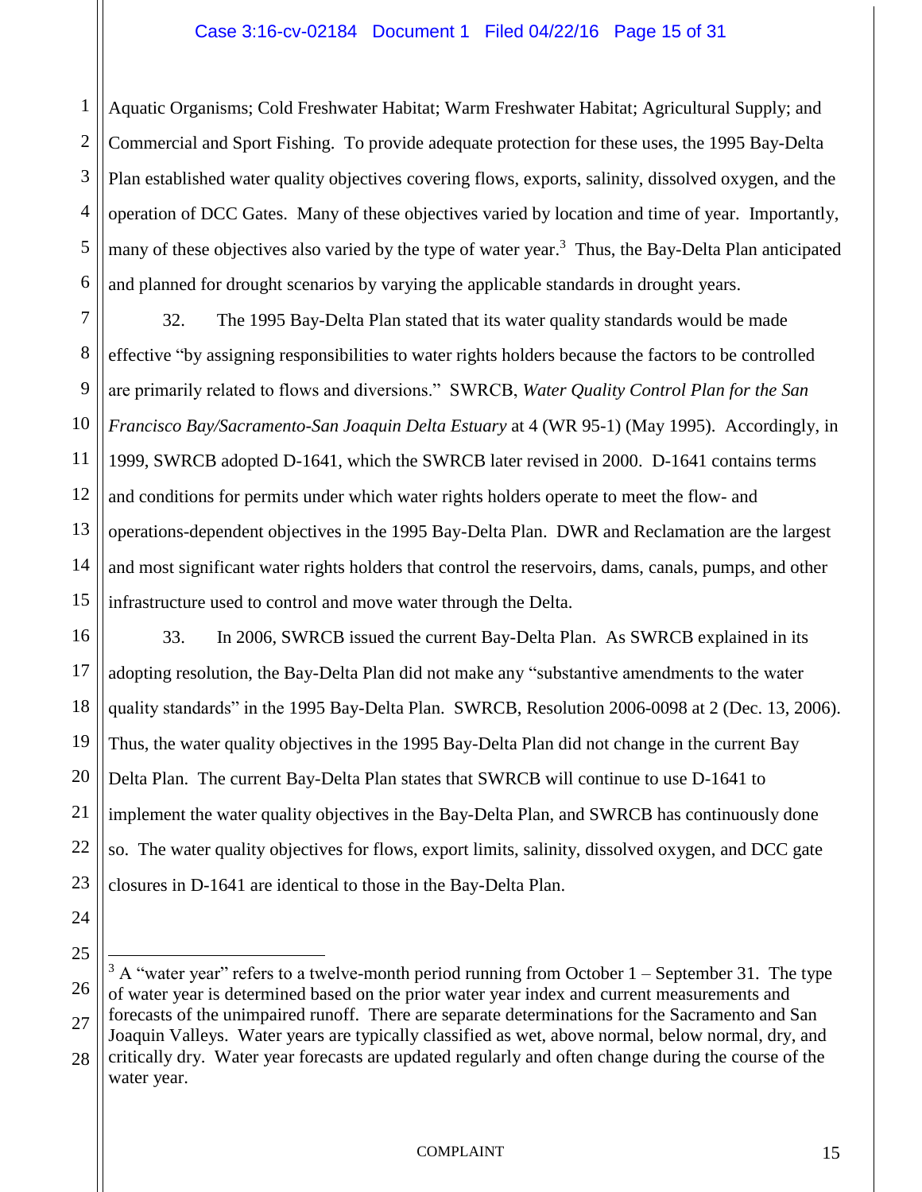Aquatic Organisms; Cold Freshwater Habitat; Warm Freshwater Habitat; Agricultural Supply; and Commercial and Sport Fishing. To provide adequate protection for these uses, the 1995 Bay-Delta Plan established water quality objectives covering flows, exports, salinity, dissolved oxygen, and the operation of DCC Gates. Many of these objectives varied by location and time of year. Importantly, many of these objectives also varied by the type of water year.[3] Thus, the Bay-Delta Plan anticipated and planned for drought scenarios by varying the applicable standards in drought years.

32. The 1995 Bay-Delta Plan stated that its water quality standards would be made effective "by assigning responsibilities to water rights holders because the factors to be controlled are primarily related to flows and diversions." SWRCB, *Water Quality Control Plan for the San Francisco Bay/Sacramento-San Joaquin Delta Estuary* at 4 (WR 95-1) (May 1995). Accordingly, in 1999, SWRCB adopted D-1641, which the SWRCB later revised in 2000. D-1641 contains terms and conditions for permits under which water rights holders operate to meet the flow- and operations-dependent objectives in the 1995 Bay-Delta Plan. DWR and Reclamation are the largest and most significant water rights holders that control the reservoirs, dams, canals, pumps, and other infrastructure used to control and move water through the Delta.

33. In 2006, SWRCB issued the current Bay-Delta Plan. As SWRCB explained in its adopting resolution, the Bay-Delta Plan did not make any "substantive amendments to the water quality standards" in the 1995 Bay-Delta Plan. SWRCB, Resolution 2006-0098 at 2 (Dec. 13, 2006). Thus, the water quality objectives in the 1995 Bay-Delta Plan did not change in the current Bay Delta Plan. The current Bay-Delta Plan states that SWRCB will continue to use D-1641 to implement the water quality objectives in the Bay-Delta Plan, and SWRCB has continuously done so. The water quality objectives for flows, export limits, salinity, dissolved oxygen, and DCC gate closures in D-1641 are identical to those in the Bay-Delta Plan.

---

[3] A "water year" refers to a twelve-month period running from October 1 – September 31. The type of water year is determined based on the prior water year index and current measurements and forecasts of the unimpaired runoff. There are separate determinations for the Sacramento and San Joaquin Valleys. Water years are typically classified as wet, above normal, below normal, dry, and critically dry. Water year forecasts are updated regularly and often change during the course of the water year.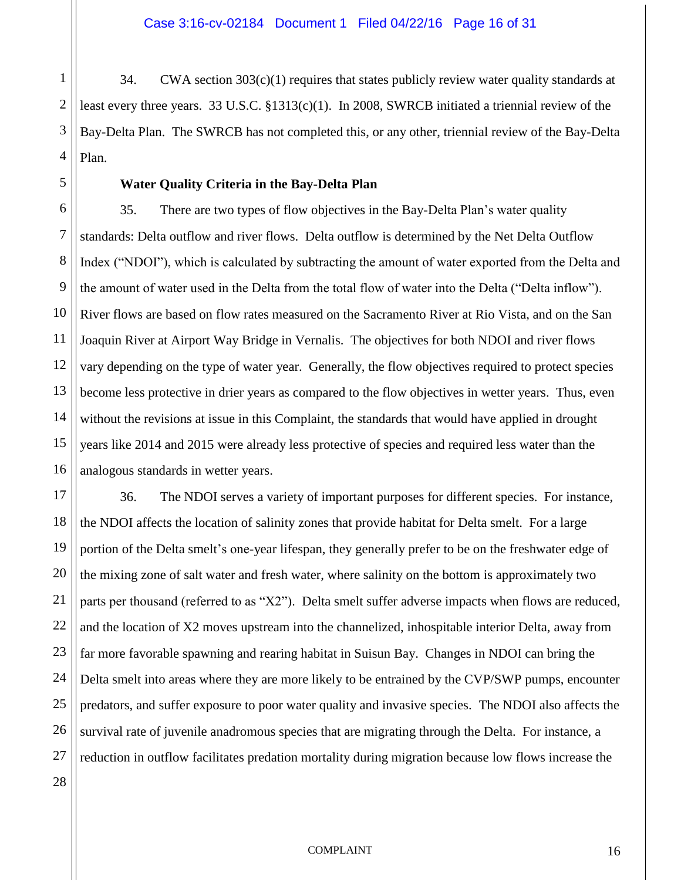34. CWA section 303(c)(1) requires that states publicly review water quality standards at least every three years. 33 U.S.C. §1313(c)(1). In 2008, SWRCB initiated a triennial review of the Bay-Delta Plan. The SWRCB has not completed this, or any other, triennial review of the Bay-Delta Plan.

**Water Quality Criteria in the Bay-Delta Plan**

35. There are two types of flow objectives in the Bay-Delta Plan's water quality standards: Delta outflow and river flows. Delta outflow is determined by the Net Delta Outflow Index ("NDOI"), which is calculated by subtracting the amount of water exported from the Delta and the amount of water used in the Delta from the total flow of water into the Delta ("Delta inflow"). River flows are based on flow rates measured on the Sacramento River at Rio Vista, and on the San Joaquin River at Airport Way Bridge in Vernalis. The objectives for both NDOI and river flows vary depending on the type of water year. Generally, the flow objectives required to protect species become less protective in drier years as compared to the flow objectives in wetter years. Thus, even without the revisions at issue in this Complaint, the standards that would have applied in drought years like 2014 and 2015 were already less protective of species and required less water than the analogous standards in wetter years.

36. The NDOI serves a variety of important purposes for different species. For instance, the NDOI affects the location of salinity zones that provide habitat for Delta smelt. For a large portion of the Delta smelt's one-year lifespan, they generally prefer to be on the freshwater edge of the mixing zone of salt water and fresh water, where salinity on the bottom is approximately two parts per thousand (referred to as "X2"). Delta smelt suffer adverse impacts when flows are reduced, and the location of X2 moves upstream into the channelized, inhospitable interior Delta, away from far more favorable spawning and rearing habitat in Suisun Bay. Changes in NDOI can bring the Delta smelt into areas where they are more likely to be entrained by the CVP/SWP pumps, encounter predators, and suffer exposure to poor water quality and invasive species. The NDOI also affects the survival rate of juvenile anadromous species that are migrating through the Delta. For instance, a reduction in outflow facilitates predation mortality during migration because low flows increase the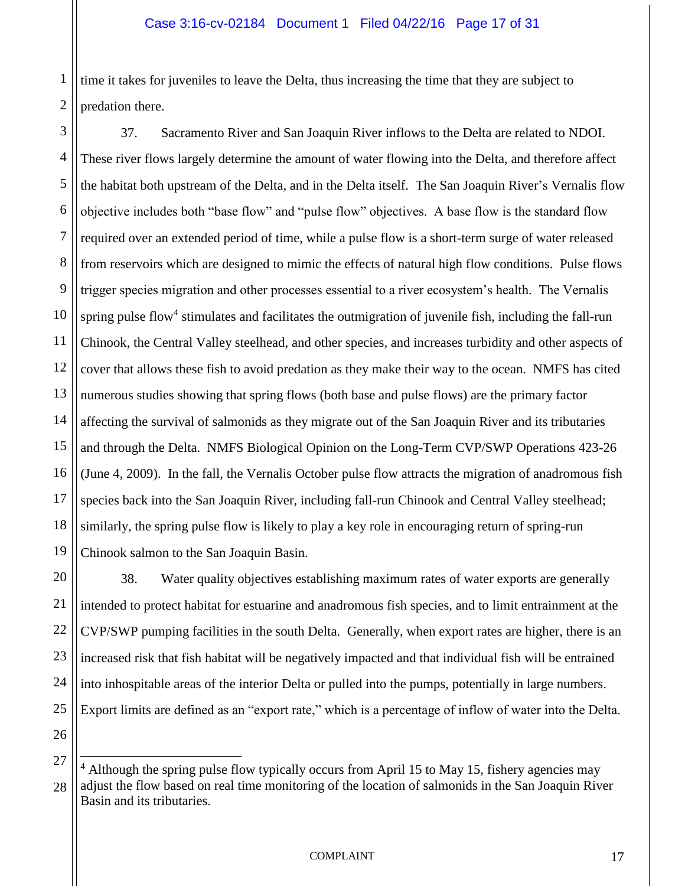time it takes for juveniles to leave the Delta, thus increasing the time that they are subject to predation there.

37. Sacramento River and San Joaquin River inflows to the Delta are related to NDOI. These river flows largely determine the amount of water flowing into the Delta, and therefore affect the habitat both upstream of the Delta, and in the Delta itself. The San Joaquin River's Vernalis flow objective includes both "base flow" and "pulse flow" objectives. A base flow is the standard flow required over an extended period of time, while a pulse flow is a short-term surge of water released from reservoirs which are designed to mimic the effects of natural high flow conditions. Pulse flows trigger species migration and other processes essential to a river ecosystem's health. The Vernalis spring pulse flow[4] stimulates and facilitates the outmigration of juvenile fish, including the fall-run Chinook, the Central Valley steelhead, and other species, and increases turbidity and other aspects of cover that allows these fish to avoid predation as they make their way to the ocean. NMFS has cited numerous studies showing that spring flows (both base and pulse flows) are the primary factor affecting the survival of salmonids as they migrate out of the San Joaquin River and its tributaries and through the Delta. NMFS Biological Opinion on the Long-Term CVP/SWP Operations 423-26 (June 4, 2009). In the fall, the Vernalis October pulse flow attracts the migration of anadromous fish species back into the San Joaquin River, including fall-run Chinook and Central Valley steelhead; similarly, the spring pulse flow is likely to play a key role in encouraging return of spring-run Chinook salmon to the San Joaquin Basin.

38. Water quality objectives establishing maximum rates of water exports are generally intended to protect habitat for estuarine and anadromous fish species, and to limit entrainment at the CVP/SWP pumping facilities in the south Delta. Generally, when export rates are higher, there is an increased risk that fish habitat will be negatively impacted and that individual fish will be entrained into inhospitable areas of the interior Delta or pulled into the pumps, potentially in large numbers. Export limits are defined as an "export rate," which is a percentage of inflow of water into the Delta.

---

[4] Although the spring pulse flow typically occurs from April 15 to May 15, fishery agencies may adjust the flow based on real time monitoring of the location of salmonids in the San Joaquin River Basin and its tributaries.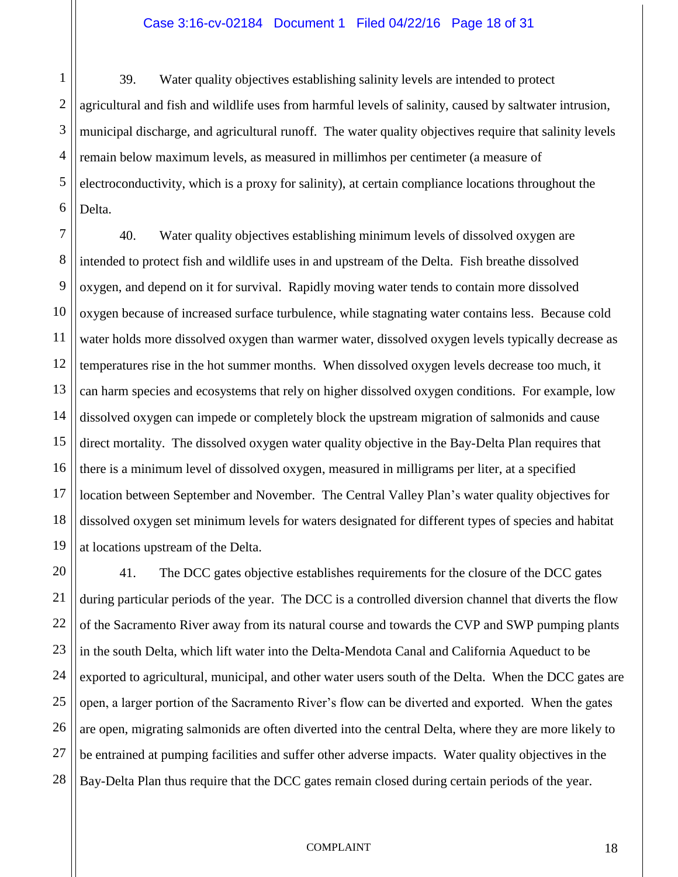39. Water quality objectives establishing salinity levels are intended to protect agricultural and fish and wildlife uses from harmful levels of salinity, caused by saltwater intrusion, municipal discharge, and agricultural runoff. The water quality objectives require that salinity levels remain below maximum levels, as measured in millimhos per centimeter (a measure of electroconductivity, which is a proxy for salinity), at certain compliance locations throughout the Delta.

40. Water quality objectives establishing minimum levels of dissolved oxygen are intended to protect fish and wildlife uses in and upstream of the Delta. Fish breathe dissolved oxygen, and depend on it for survival. Rapidly moving water tends to contain more dissolved oxygen because of increased surface turbulence, while stagnating water contains less. Because cold water holds more dissolved oxygen than warmer water, dissolved oxygen levels typically decrease as temperatures rise in the hot summer months. When dissolved oxygen levels decrease too much, it can harm species and ecosystems that rely on higher dissolved oxygen conditions. For example, low dissolved oxygen can impede or completely block the upstream migration of salmonids and cause direct mortality. The dissolved oxygen water quality objective in the Bay-Delta Plan requires that there is a minimum level of dissolved oxygen, measured in milligrams per liter, at a specified location between September and November. The Central Valley Plan's water quality objectives for dissolved oxygen set minimum levels for waters designated for different types of species and habitat at locations upstream of the Delta.

41. The DCC gates objective establishes requirements for the closure of the DCC gates during particular periods of the year. The DCC is a controlled diversion channel that diverts the flow of the Sacramento River away from its natural course and towards the CVP and SWP pumping plants in the south Delta, which lift water into the Delta-Mendota Canal and California Aqueduct to be exported to agricultural, municipal, and other water users south of the Delta. When the DCC gates are open, a larger portion of the Sacramento River's flow can be diverted and exported. When the gates are open, migrating salmonids are often diverted into the central Delta, where they are more likely to be entrained at pumping facilities and suffer other adverse impacts. Water quality objectives in the Bay-Delta Plan thus require that the DCC gates remain closed during certain periods of the year.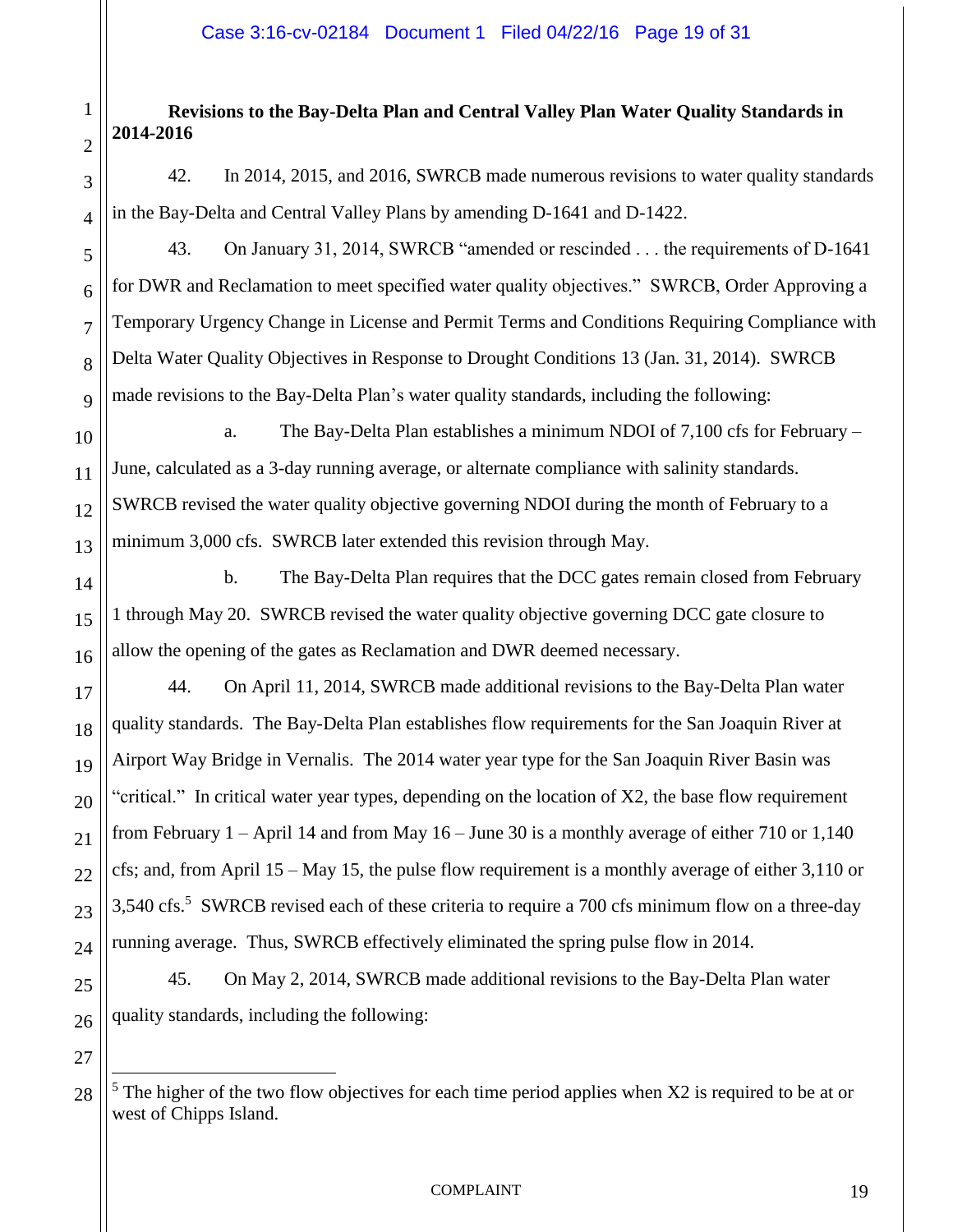**Revisions to the Bay-Delta Plan and Central Valley Plan Water Quality Standards in 2014-2016**

42. In 2014, 2015, and 2016, SWRCB made numerous revisions to water quality standards in the Bay-Delta and Central Valley Plans by amending D-1641 and D-1422.

43. On January 31, 2014, SWRCB "amended or rescinded . . . the requirements of D-1641 for DWR and Reclamation to meet specified water quality objectives." SWRCB, Order Approving a Temporary Urgency Change in License and Permit Terms and Conditions Requiring Compliance with Delta Water Quality Objectives in Response to Drought Conditions 13 (Jan. 31, 2014). SWRCB made revisions to the Bay-Delta Plan's water quality standards, including the following:

a. The Bay-Delta Plan establishes a minimum NDOI of 7,100 cfs for February – June, calculated as a 3-day running average, or alternate compliance with salinity standards. SWRCB revised the water quality objective governing NDOI during the month of February to a minimum 3,000 cfs. SWRCB later extended this revision through May.

b. The Bay-Delta Plan requires that the DCC gates remain closed from February 1 through May 20. SWRCB revised the water quality objective governing DCC gate closure to allow the opening of the gates as Reclamation and DWR deemed necessary.

44. On April 11, 2014, SWRCB made additional revisions to the Bay-Delta Plan water quality standards. The Bay-Delta Plan establishes flow requirements for the San Joaquin River at Airport Way Bridge in Vernalis. The 2014 water year type for the San Joaquin River Basin was "critical." In critical water year types, depending on the location of X2, the base flow requirement from February 1 – April 14 and from May 16 – June 30 is a monthly average of either 710 or 1,140 cfs; and, from April 15 – May 15, the pulse flow requirement is a monthly average of either 3,110 or 3,540 cfs.[5] SWRCB revised each of these criteria to require a 700 cfs minimum flow on a three-day running average. Thus, SWRCB effectively eliminated the spring pulse flow in 2014.

45. On May 2, 2014, SWRCB made additional revisions to the Bay-Delta Plan water quality standards, including the following:

---

[5] The higher of the two flow objectives for each time period applies when X2 is required to be at or west of Chipps Island.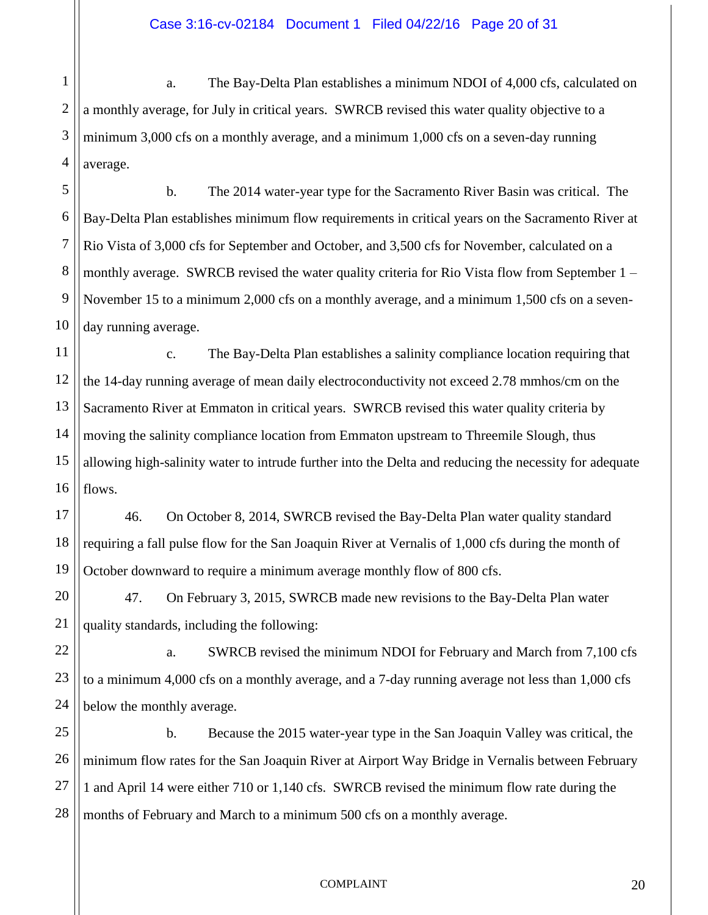a. The Bay-Delta Plan establishes a minimum NDOI of 4,000 cfs, calculated on a monthly average, for July in critical years. SWRCB revised this water quality objective to a minimum 3,000 cfs on a monthly average, and a minimum 1,000 cfs on a seven-day running average.

b. The 2014 water-year type for the Sacramento River Basin was critical. The Bay-Delta Plan establishes minimum flow requirements in critical years on the Sacramento River at Rio Vista of 3,000 cfs for September and October, and 3,500 cfs for November, calculated on a monthly average. SWRCB revised the water quality criteria for Rio Vista flow from September 1 – November 15 to a minimum 2,000 cfs on a monthly average, and a minimum 1,500 cfs on a seven-day running average.

c. The Bay-Delta Plan establishes a salinity compliance location requiring that the 14-day running average of mean daily electroconductivity not exceed 2.78 mmhos/cm on the Sacramento River at Emmaton in critical years. SWRCB revised this water quality criteria by moving the salinity compliance location from Emmaton upstream to Threemile Slough, thus allowing high-salinity water to intrude further into the Delta and reducing the necessity for adequate flows.

46. On October 8, 2014, SWRCB revised the Bay-Delta Plan water quality standard requiring a fall pulse flow for the San Joaquin River at Vernalis of 1,000 cfs during the month of October downward to require a minimum average monthly flow of 800 cfs.

47. On February 3, 2015, SWRCB made new revisions to the Bay-Delta Plan water quality standards, including the following:

a. SWRCB revised the minimum NDOI for February and March from 7,100 cfs to a minimum 4,000 cfs on a monthly average, and a 7-day running average not less than 1,000 cfs below the monthly average.

b. Because the 2015 water-year type in the San Joaquin Valley was critical, the minimum flow rates for the San Joaquin River at Airport Way Bridge in Vernalis between February 1 and April 14 were either 710 or 1,140 cfs. SWRCB revised the minimum flow rate during the months of February and March to a minimum 500 cfs on a monthly average.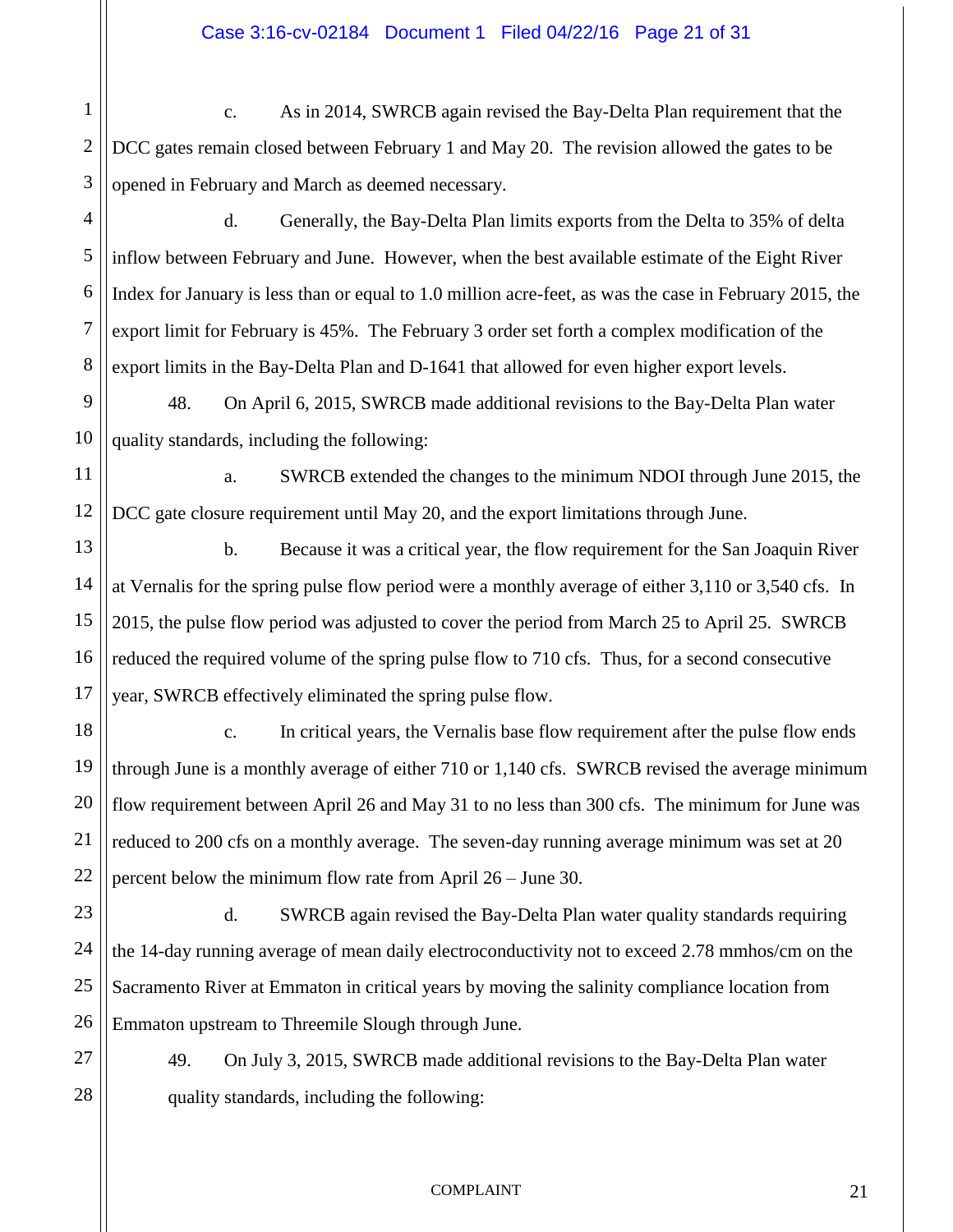c. As in 2014, SWRCB again revised the Bay-Delta Plan requirement that the DCC gates remain closed between February 1 and May 20. The revision allowed the gates to be opened in February and March as deemed necessary.

d. Generally, the Bay-Delta Plan limits exports from the Delta to 35% of delta inflow between February and June. However, when the best available estimate of the Eight River Index for January is less than or equal to 1.0 million acre-feet, as was the case in February 2015, the export limit for February is 45%. The February 3 order set forth a complex modification of the export limits in the Bay-Delta Plan and D-1641 that allowed for even higher export levels.

48. On April 6, 2015, SWRCB made additional revisions to the Bay-Delta Plan water quality standards, including the following:

a. SWRCB extended the changes to the minimum NDOI through June 2015, the DCC gate closure requirement until May 20, and the export limitations through June.

b. Because it was a critical year, the flow requirement for the San Joaquin River at Vernalis for the spring pulse flow period were a monthly average of either 3,110 or 3,540 cfs. In 2015, the pulse flow period was adjusted to cover the period from March 25 to April 25. SWRCB reduced the required volume of the spring pulse flow to 710 cfs. Thus, for a second consecutive year, SWRCB effectively eliminated the spring pulse flow.

c. In critical years, the Vernalis base flow requirement after the pulse flow ends through June is a monthly average of either 710 or 1,140 cfs. SWRCB revised the average minimum flow requirement between April 26 and May 31 to no less than 300 cfs. The minimum for June was reduced to 200 cfs on a monthly average. The seven-day running average minimum was set at 20 percent below the minimum flow rate from April 26 – June 30.

d. SWRCB again revised the Bay-Delta Plan water quality standards requiring the 14-day running average of mean daily electroconductivity not to exceed 2.78 mmhos/cm on the Sacramento River at Emmaton in critical years by moving the salinity compliance location from Emmaton upstream to Threemile Slough through June.

49. On July 3, 2015, SWRCB made additional revisions to the Bay-Delta Plan water quality standards, including the following: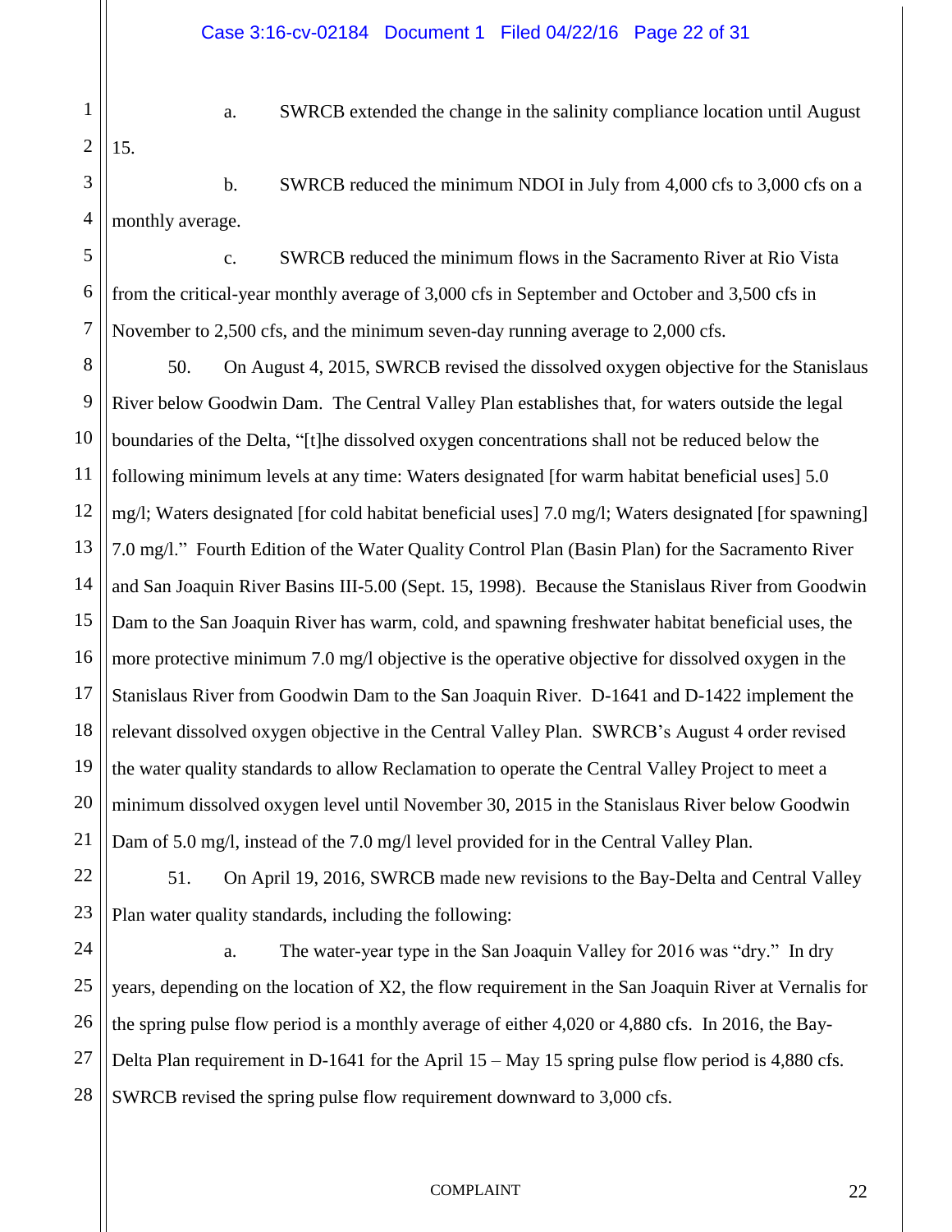a. SWRCB extended the change in the salinity compliance location until August 15.

b. SWRCB reduced the minimum NDOI in July from 4,000 cfs to 3,000 cfs on a monthly average.

c. SWRCB reduced the minimum flows in the Sacramento River at Rio Vista from the critical-year monthly average of 3,000 cfs in September and October and 3,500 cfs in November to 2,500 cfs, and the minimum seven-day running average to 2,000 cfs.

50. On August 4, 2015, SWRCB revised the dissolved oxygen objective for the Stanislaus River below Goodwin Dam. The Central Valley Plan establishes that, for waters outside the legal boundaries of the Delta, "[t]he dissolved oxygen concentrations shall not be reduced below the following minimum levels at any time: Waters designated [for warm habitat beneficial uses] 5.0 mg/l; Waters designated [for cold habitat beneficial uses] 7.0 mg/l; Waters designated [for spawning] 7.0 mg/l." Fourth Edition of the Water Quality Control Plan (Basin Plan) for the Sacramento River and San Joaquin River Basins III-5.00 (Sept. 15, 1998). Because the Stanislaus River from Goodwin Dam to the San Joaquin River has warm, cold, and spawning freshwater habitat beneficial uses, the more protective minimum 7.0 mg/l objective is the operative objective for dissolved oxygen in the Stanislaus River from Goodwin Dam to the San Joaquin River. D-1641 and D-1422 implement the relevant dissolved oxygen objective in the Central Valley Plan. SWRCB's August 4 order revised the water quality standards to allow Reclamation to operate the Central Valley Project to meet a minimum dissolved oxygen level until November 30, 2015 in the Stanislaus River below Goodwin Dam of 5.0 mg/l, instead of the 7.0 mg/l level provided for in the Central Valley Plan.

51. On April 19, 2016, SWRCB made new revisions to the Bay-Delta and Central Valley Plan water quality standards, including the following:

a. The water-year type in the San Joaquin Valley for 2016 was "dry." In dry years, depending on the location of X2, the flow requirement in the San Joaquin River at Vernalis for the spring pulse flow period is a monthly average of either 4,020 or 4,880 cfs. In 2016, the Bay-Delta Plan requirement in D-1641 for the April 15 – May 15 spring pulse flow period is 4,880 cfs. SWRCB revised the spring pulse flow requirement downward to 3,000 cfs.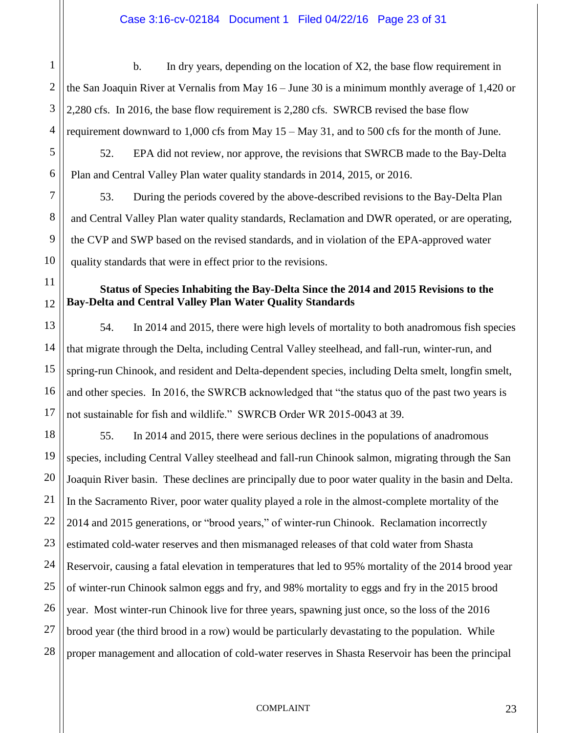b. In dry years, depending on the location of X2, the base flow requirement in the San Joaquin River at Vernalis from May 16 – June 30 is a minimum monthly average of 1,420 or 2,280 cfs. In 2016, the base flow requirement is 2,280 cfs. SWRCB revised the base flow requirement downward to 1,000 cfs from May 15 – May 31, and to 500 cfs for the month of June.

52. EPA did not review, nor approve, the revisions that SWRCB made to the Bay-Delta Plan and Central Valley Plan water quality standards in 2014, 2015, or 2016.

53. During the periods covered by the above-described revisions to the Bay-Delta Plan and Central Valley Plan water quality standards, Reclamation and DWR operated, or are operating, the CVP and SWP based on the revised standards, and in violation of the EPA-approved water quality standards that were in effect prior to the revisions.

**Status of Species Inhabiting the Bay-Delta Since the 2014 and 2015 Revisions to the Bay-Delta and Central Valley Plan Water Quality Standards**

54. In 2014 and 2015, there were high levels of mortality to both anadromous fish species that migrate through the Delta, including Central Valley steelhead, and fall-run, winter-run, and spring-run Chinook, and resident and Delta-dependent species, including Delta smelt, longfin smelt, and other species. In 2016, the SWRCB acknowledged that "the status quo of the past two years is not sustainable for fish and wildlife." SWRCB Order WR 2015-0043 at 39.

55. In 2014 and 2015, there were serious declines in the populations of anadromous species, including Central Valley steelhead and fall-run Chinook salmon, migrating through the San Joaquin River basin. These declines are principally due to poor water quality in the basin and Delta. In the Sacramento River, poor water quality played a role in the almost-complete mortality of the 2014 and 2015 generations, or "brood years," of winter-run Chinook. Reclamation incorrectly estimated cold-water reserves and then mismanaged releases of that cold water from Shasta Reservoir, causing a fatal elevation in temperatures that led to 95% mortality of the 2014 brood year of winter-run Chinook salmon eggs and fry, and 98% mortality to eggs and fry in the 2015 brood year. Most winter-run Chinook live for three years, spawning just once, so the loss of the 2016 brood year (the third brood in a row) would be particularly devastating to the population. While proper management and allocation of cold-water reserves in Shasta Reservoir has been the principal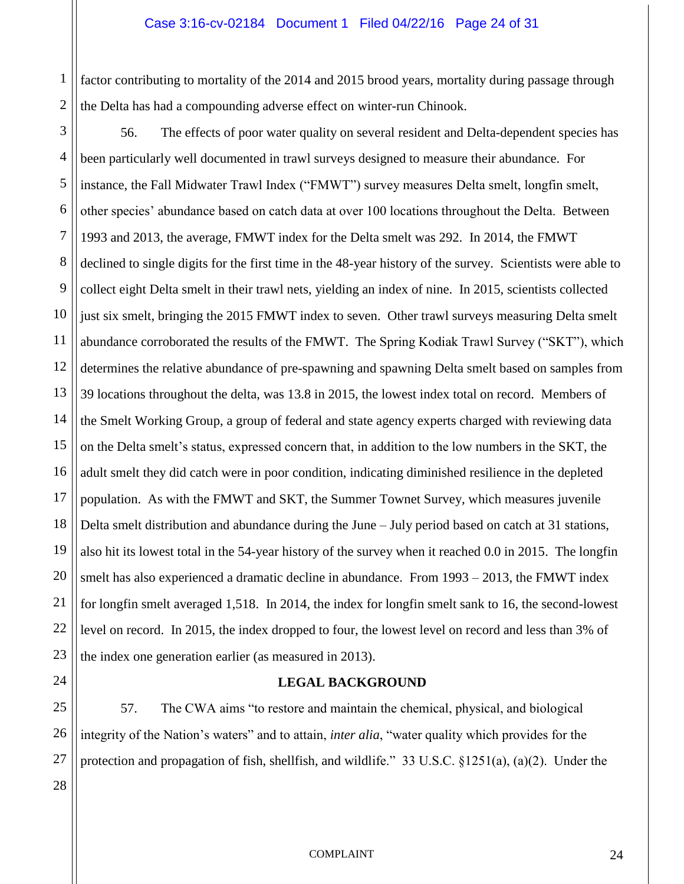factor contributing to mortality of the 2014 and 2015 brood years, mortality during passage through the Delta has had a compounding adverse effect on winter-run Chinook.

56. The effects of poor water quality on several resident and Delta-dependent species has been particularly well documented in trawl surveys designed to measure their abundance. For instance, the Fall Midwater Trawl Index ("FMWT") survey measures Delta smelt, longfin smelt, other species' abundance based on catch data at over 100 locations throughout the Delta. Between 1993 and 2013, the average, FMWT index for the Delta smelt was 292. In 2014, the FMWT declined to single digits for the first time in the 48-year history of the survey. Scientists were able to collect eight Delta smelt in their trawl nets, yielding an index of nine. In 2015, scientists collected just six smelt, bringing the 2015 FMWT index to seven. Other trawl surveys measuring Delta smelt abundance corroborated the results of the FMWT. The Spring Kodiak Trawl Survey ("SKT"), which determines the relative abundance of pre-spawning and spawning Delta smelt based on samples from 39 locations throughout the delta, was 13.8 in 2015, the lowest index total on record. Members of the Smelt Working Group, a group of federal and state agency experts charged with reviewing data on the Delta smelt's status, expressed concern that, in addition to the low numbers in the SKT, the adult smelt they did catch were in poor condition, indicating diminished resilience in the depleted population. As with the FMWT and SKT, the Summer Townet Survey, which measures juvenile Delta smelt distribution and abundance during the June – July period based on catch at 31 stations, also hit its lowest total in the 54-year history of the survey when it reached 0.0 in 2015. The longfin smelt has also experienced a dramatic decline in abundance. From 1993 – 2013, the FMWT index for longfin smelt averaged 1,518. In 2014, the index for longfin smelt sank to 16, the second-lowest level on record. In 2015, the index dropped to four, the lowest level on record and less than 3% of the index one generation earlier (as measured in 2013).

## LEGAL BACKGROUND

57. The CWA aims "to restore and maintain the chemical, physical, and biological integrity of the Nation's waters" and to attain, *inter alia*, "water quality which provides for the protection and propagation of fish, shellfish, and wildlife." 33 U.S.C. §1251(a), (a)(2). Under the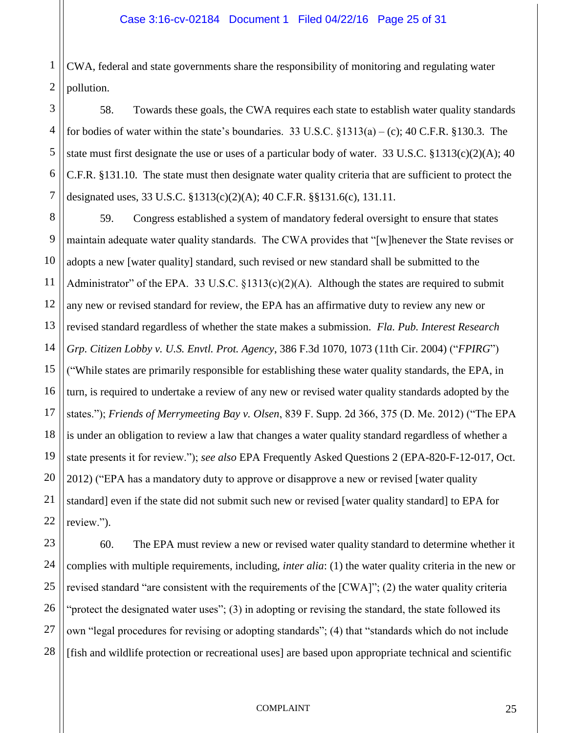CWA, federal and state governments share the responsibility of monitoring and regulating water pollution.

58. Towards these goals, the CWA requires each state to establish water quality standards for bodies of water within the state's boundaries. 33 U.S.C. §1313(a) – (c); 40 C.F.R. §130.3. The state must first designate the use or uses of a particular body of water. 33 U.S.C. §1313(c)(2)(A); 40 C.F.R. §131.10. The state must then designate water quality criteria that are sufficient to protect the designated uses, 33 U.S.C. §1313(c)(2)(A); 40 C.F.R. §§131.6(c), 131.11.

59. Congress established a system of mandatory federal oversight to ensure that states maintain adequate water quality standards. The CWA provides that "[w]henever the State revises or adopts a new [water quality] standard, such revised or new standard shall be submitted to the Administrator" of the EPA. 33 U.S.C. §1313(c)(2)(A). Although the states are required to submit any new or revised standard for review, the EPA has an affirmative duty to review any new or revised standard regardless of whether the state makes a submission. *Fla. Pub. Interest Research Grp. Citizen Lobby v. U.S. Envtl. Prot. Agency*, 386 F.3d 1070, 1073 (11th Cir. 2004) ("*FPIRG*") ("While states are primarily responsible for establishing these water quality standards, the EPA, in turn, is required to undertake a review of any new or revised water quality standards adopted by the states."); *Friends of Merrymeeting Bay v. Olsen*, 839 F. Supp. 2d 366, 375 (D. Me. 2012) ("The EPA is under an obligation to review a law that changes a water quality standard regardless of whether a state presents it for review."); *see also* EPA Frequently Asked Questions 2 (EPA-820-F-12-017, Oct. 2012) ("EPA has a mandatory duty to approve or disapprove a new or revised [water quality standard] even if the state did not submit such new or revised [water quality standard] to EPA for review.").

60. The EPA must review a new or revised water quality standard to determine whether it complies with multiple requirements, including, *inter alia*: (1) the water quality criteria in the new or revised standard "are consistent with the requirements of the [CWA]"; (2) the water quality criteria "protect the designated water uses"; (3) in adopting or revising the standard, the state followed its own "legal procedures for revising or adopting standards"; (4) that "standards which do not include [fish and wildlife protection or recreational uses] are based upon appropriate technical and scientific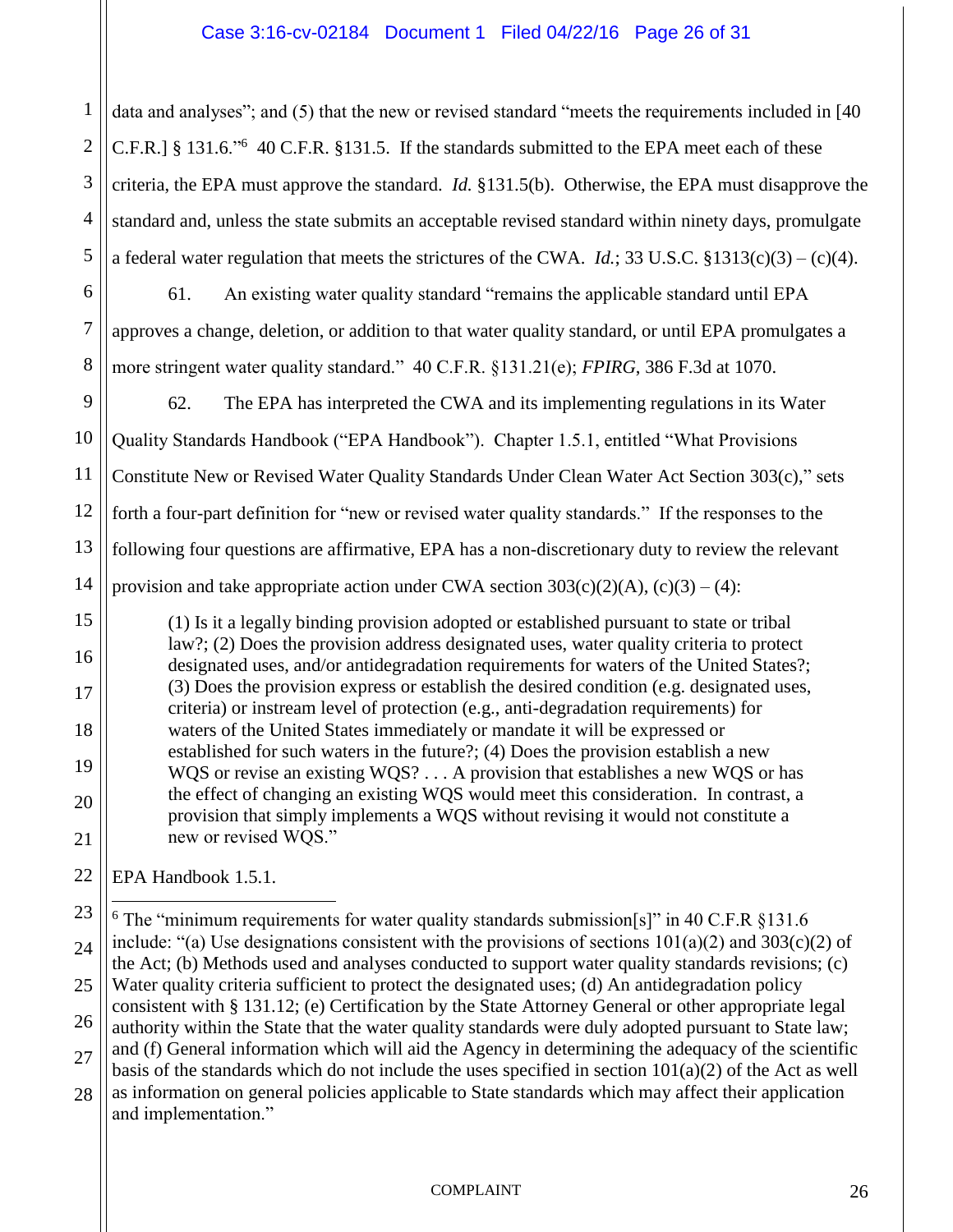data and analyses"; and (5) that the new or revised standard "meets the requirements included in [40 C.F.R.] § 131.6."[6] 40 C.F.R. §131.5. If the standards submitted to the EPA meet each of these criteria, the EPA must approve the standard. *Id.* §131.5(b). Otherwise, the EPA must disapprove the standard and, unless the state submits an acceptable revised standard within ninety days, promulgate a federal water regulation that meets the strictures of the CWA. *Id.*; 33 U.S.C. §1313(c)(3) – (c)(4).

61. An existing water quality standard "remains the applicable standard until EPA approves a change, deletion, or addition to that water quality standard, or until EPA promulgates a more stringent water quality standard." 40 C.F.R. §131.21(e); *FPIRG*, 386 F.3d at 1070.

62. The EPA has interpreted the CWA and its implementing regulations in its Water Quality Standards Handbook ("EPA Handbook"). Chapter 1.5.1, entitled "What Provisions Constitute New or Revised Water Quality Standards Under Clean Water Act Section 303(c)," sets forth a four-part definition for "new or revised water quality standards." If the responses to the following four questions are affirmative, EPA has a non-discretionary duty to review the relevant provision and take appropriate action under CWA section 303(c)(2)(A), (c)(3) – (4):

> (1) Is it a legally binding provision adopted or established pursuant to state or tribal law?; (2) Does the provision address designated uses, water quality criteria to protect designated uses, and/or antidegradation requirements for waters of the United States?; (3) Does the provision express or establish the desired condition (e.g. designated uses, criteria) or instream level of protection (e.g., anti-degradation requirements) for waters of the United States immediately or mandate it will be expressed or established for such waters in the future?; (4) Does the provision establish a new WQS or revise an existing WQS? . . . A provision that establishes a new WQS or has the effect of changing an existing WQS would meet this consideration. In contrast, a provision that simply implements a WQS without revising it would not constitute a new or revised WQS."

EPA Handbook 1.5.1.

---

[6] The "minimum requirements for water quality standards submission[s]" in 40 C.F.R §131.6 include: "(a) Use designations consistent with the provisions of sections 101(a)(2) and 303(c)(2) of the Act; (b) Methods used and analyses conducted to support water quality standards revisions; (c) Water quality criteria sufficient to protect the designated uses; (d) An antidegradation policy consistent with § 131.12; (e) Certification by the State Attorney General or other appropriate legal authority within the State that the water quality standards were duly adopted pursuant to State law; and (f) General information which will aid the Agency in determining the adequacy of the scientific basis of the standards which do not include the uses specified in section 101(a)(2) of the Act as well as information on general policies applicable to State standards which may affect their application and implementation."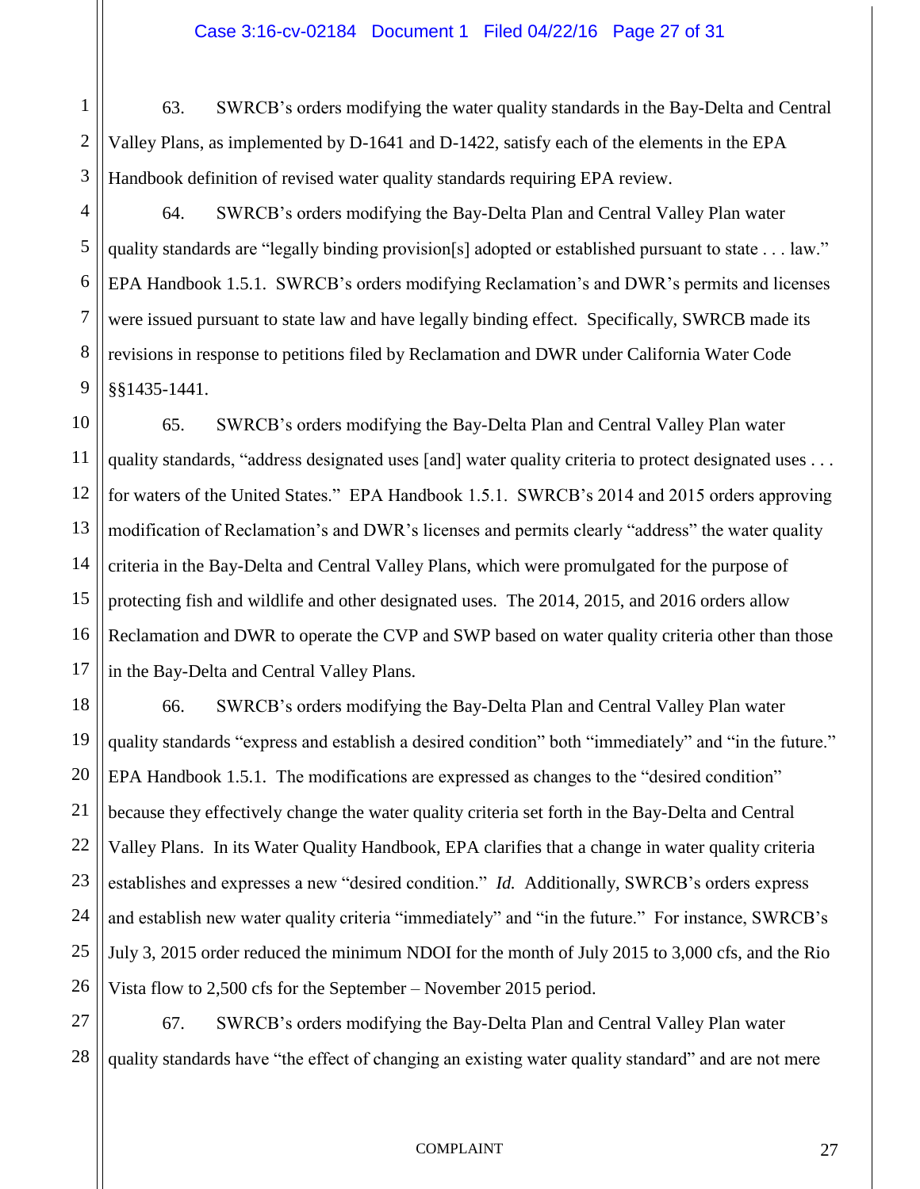63. SWRCB's orders modifying the water quality standards in the Bay-Delta and Central Valley Plans, as implemented by D-1641 and D-1422, satisfy each of the elements in the EPA Handbook definition of revised water quality standards requiring EPA review.

64. SWRCB's orders modifying the Bay-Delta Plan and Central Valley Plan water quality standards are "legally binding provision[s] adopted or established pursuant to state . . . law." EPA Handbook 1.5.1. SWRCB's orders modifying Reclamation's and DWR's permits and licenses were issued pursuant to state law and have legally binding effect. Specifically, SWRCB made its revisions in response to petitions filed by Reclamation and DWR under California Water Code §§1435-1441.

65. SWRCB's orders modifying the Bay-Delta Plan and Central Valley Plan water quality standards, "address designated uses [and] water quality criteria to protect designated uses . . . for waters of the United States." EPA Handbook 1.5.1. SWRCB's 2014 and 2015 orders approving modification of Reclamation's and DWR's licenses and permits clearly "address" the water quality criteria in the Bay-Delta and Central Valley Plans, which were promulgated for the purpose of protecting fish and wildlife and other designated uses. The 2014, 2015, and 2016 orders allow Reclamation and DWR to operate the CVP and SWP based on water quality criteria other than those in the Bay-Delta and Central Valley Plans.

66. SWRCB's orders modifying the Bay-Delta Plan and Central Valley Plan water quality standards "express and establish a desired condition" both "immediately" and "in the future." EPA Handbook 1.5.1. The modifications are expressed as changes to the "desired condition" because they effectively change the water quality criteria set forth in the Bay-Delta and Central Valley Plans. In its Water Quality Handbook, EPA clarifies that a change in water quality criteria establishes and expresses a new "desired condition." *Id.* Additionally, SWRCB's orders express and establish new water quality criteria "immediately" and "in the future." For instance, SWRCB's July 3, 2015 order reduced the minimum NDOI for the month of July 2015 to 3,000 cfs, and the Rio Vista flow to 2,500 cfs for the September – November 2015 period.

67. SWRCB's orders modifying the Bay-Delta Plan and Central Valley Plan water quality standards have "the effect of changing an existing water quality standard" and are not mere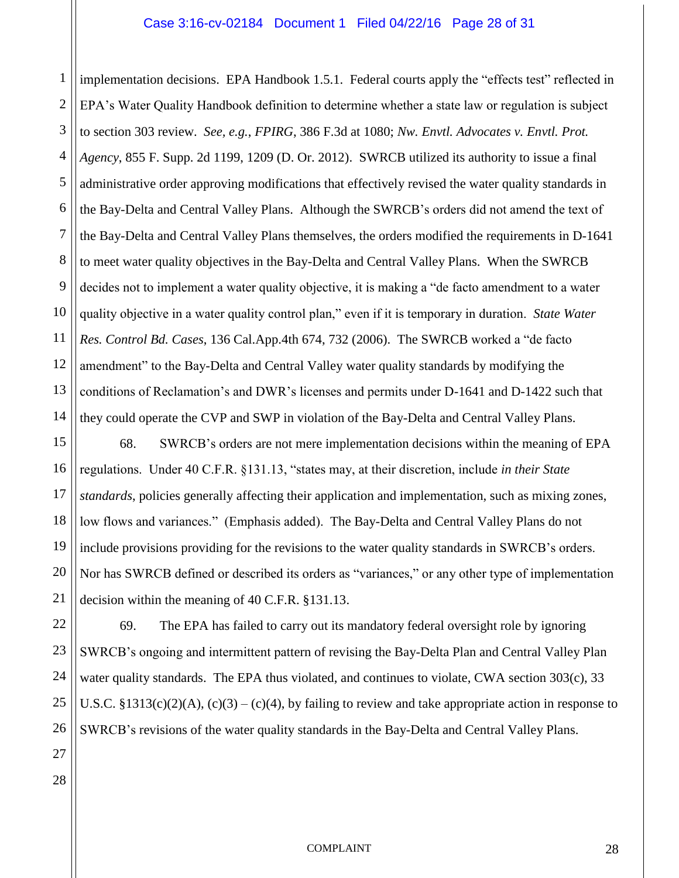implementation decisions. EPA Handbook 1.5.1. Federal courts apply the "effects test" reflected in EPA's Water Quality Handbook definition to determine whether a state law or regulation is subject to section 303 review. *See, e.g.*, *FPIRG*, 386 F.3d at 1080; *Nw. Envtl. Advocates v. Envtl. Prot. Agency*, 855 F. Supp. 2d 1199, 1209 (D. Or. 2012). SWRCB utilized its authority to issue a final administrative order approving modifications that effectively revised the water quality standards in the Bay-Delta and Central Valley Plans. Although the SWRCB's orders did not amend the text of the Bay-Delta and Central Valley Plans themselves, the orders modified the requirements in D-1641 to meet water quality objectives in the Bay-Delta and Central Valley Plans. When the SWRCB decides not to implement a water quality objective, it is making a "de facto amendment to a water quality objective in a water quality control plan," even if it is temporary in duration. *State Water Res. Control Bd. Cases*, 136 Cal.App.4th 674, 732 (2006). The SWRCB worked a "de facto amendment" to the Bay-Delta and Central Valley water quality standards by modifying the conditions of Reclamation's and DWR's licenses and permits under D-1641 and D-1422 such that they could operate the CVP and SWP in violation of the Bay-Delta and Central Valley Plans.

68. SWRCB's orders are not mere implementation decisions within the meaning of EPA regulations. Under 40 C.F.R. §131.13, "states may, at their discretion, include *in their State standards*, policies generally affecting their application and implementation, such as mixing zones, low flows and variances." (Emphasis added). The Bay-Delta and Central Valley Plans do not include provisions providing for the revisions to the water quality standards in SWRCB's orders. Nor has SWRCB defined or described its orders as "variances," or any other type of implementation decision within the meaning of 40 C.F.R. §131.13.

69. The EPA has failed to carry out its mandatory federal oversight role by ignoring SWRCB's ongoing and intermittent pattern of revising the Bay-Delta Plan and Central Valley Plan water quality standards. The EPA thus violated, and continues to violate, CWA section 303(c), 33 U.S.C. §1313(c)(2)(A), (c)(3) – (c)(4), by failing to review and take appropriate action in response to SWRCB's revisions of the water quality standards in the Bay-Delta and Central Valley Plans.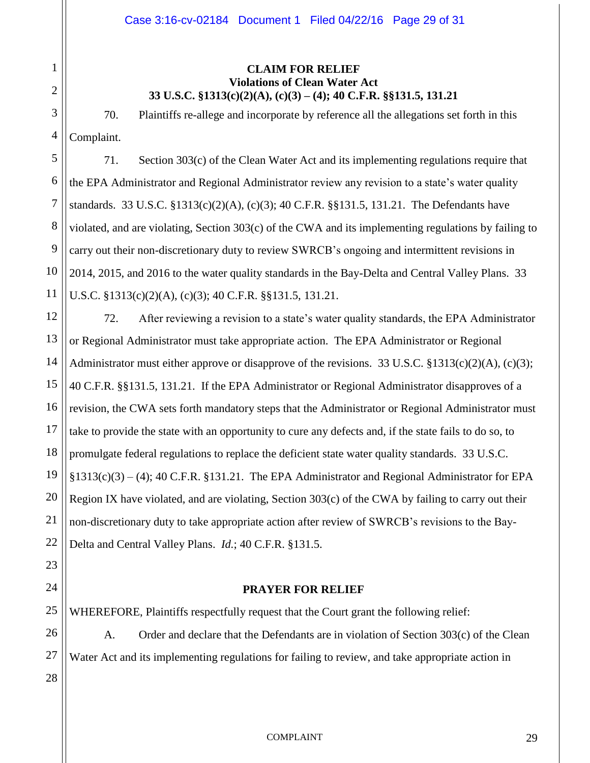**CLAIM FOR RELIEF**
**Violations of Clean Water Act**
**33 U.S.C. §1313(c)(2)(A), (c)(3) – (4); 40 C.F.R. §§131.5, 131.21**

70. Plaintiffs re-allege and incorporate by reference all the allegations set forth in this Complaint.

71. Section 303(c) of the Clean Water Act and its implementing regulations require that the EPA Administrator and Regional Administrator review any revision to a state's water quality standards. 33 U.S.C. §1313(c)(2)(A), (c)(3); 40 C.F.R. §§131.5, 131.21. The Defendants have violated, and are violating, Section 303(c) of the CWA and its implementing regulations by failing to carry out their non-discretionary duty to review SWRCB's ongoing and intermittent revisions in 2014, 2015, and 2016 to the water quality standards in the Bay-Delta and Central Valley Plans. 33 U.S.C. §1313(c)(2)(A), (c)(3); 40 C.F.R. §§131.5, 131.21.

72. After reviewing a revision to a state's water quality standards, the EPA Administrator or Regional Administrator must take appropriate action. The EPA Administrator or Regional Administrator must either approve or disapprove of the revisions. 33 U.S.C. §1313(c)(2)(A), (c)(3); 40 C.F.R. §§131.5, 131.21. If the EPA Administrator or Regional Administrator disapproves of a revision, the CWA sets forth mandatory steps that the Administrator or Regional Administrator must take to provide the state with an opportunity to cure any defects and, if the state fails to do so, to promulgate federal regulations to replace the deficient state water quality standards. 33 U.S.C. §1313(c)(3) – (4); 40 C.F.R. §131.21. The EPA Administrator and Regional Administrator for EPA Region IX have violated, and are violating, Section 303(c) of the CWA by failing to carry out their non-discretionary duty to take appropriate action after review of SWRCB's revisions to the Bay-Delta and Central Valley Plans. *Id.*; 40 C.F.R. §131.5.

**PRAYER FOR RELIEF**

WHEREFORE, Plaintiffs respectfully request that the Court grant the following relief:

A. Order and declare that the Defendants are in violation of Section 303(c) of the Clean Water Act and its implementing regulations for failing to review, and take appropriate action in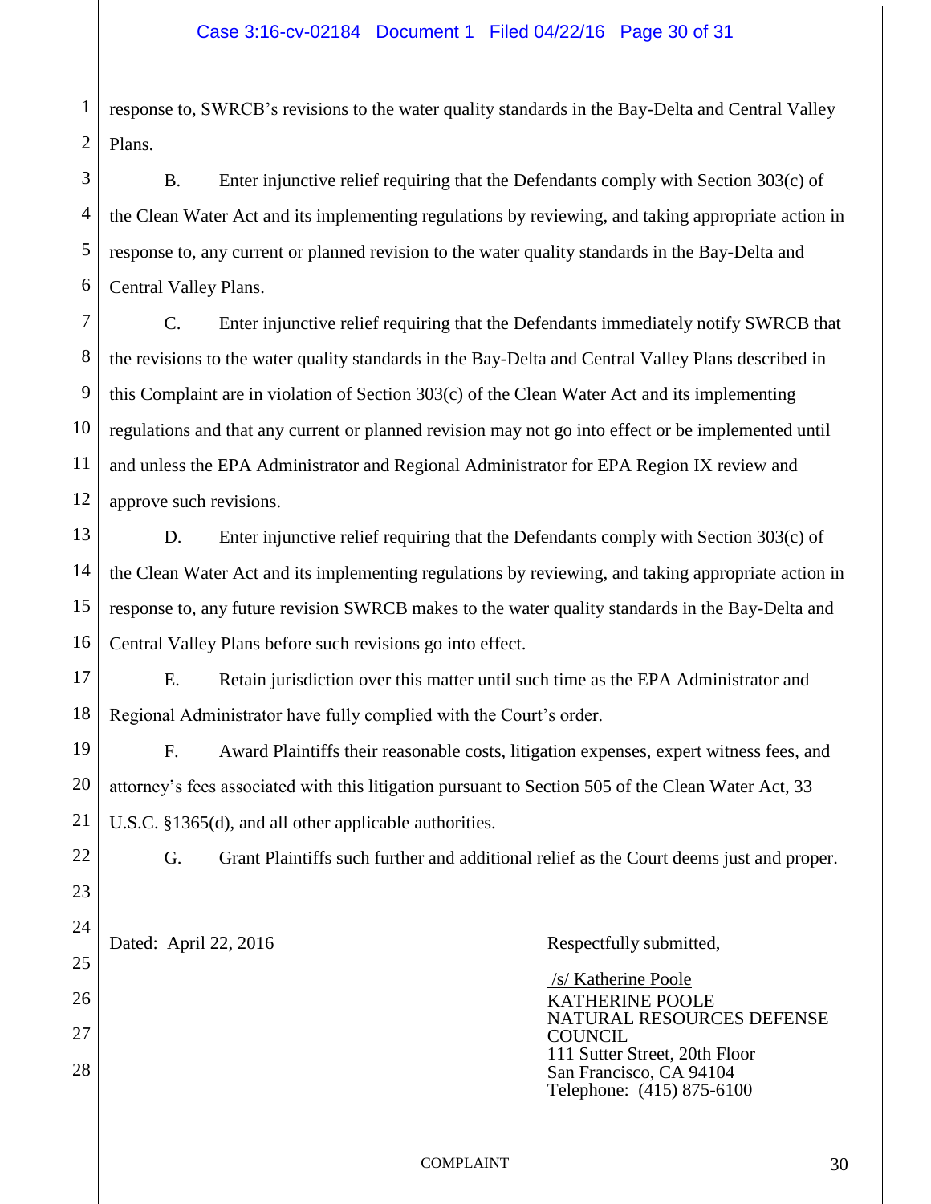response to, SWRCB's revisions to the water quality standards in the Bay-Delta and Central Valley Plans.

B. Enter injunctive relief requiring that the Defendants comply with Section 303(c) of the Clean Water Act and its implementing regulations by reviewing, and taking appropriate action in response to, any current or planned revision to the water quality standards in the Bay-Delta and Central Valley Plans.

C. Enter injunctive relief requiring that the Defendants immediately notify SWRCB that the revisions to the water quality standards in the Bay-Delta and Central Valley Plans described in this Complaint are in violation of Section 303(c) of the Clean Water Act and its implementing regulations and that any current or planned revision may not go into effect or be implemented until and unless the EPA Administrator and Regional Administrator for EPA Region IX review and approve such revisions.

D. Enter injunctive relief requiring that the Defendants comply with Section 303(c) of the Clean Water Act and its implementing regulations by reviewing, and taking appropriate action in response to, any future revision SWRCB makes to the water quality standards in the Bay-Delta and Central Valley Plans before such revisions go into effect.

E. Retain jurisdiction over this matter until such time as the EPA Administrator and Regional Administrator have fully complied with the Court's order.

F. Award Plaintiffs their reasonable costs, litigation expenses, expert witness fees, and attorney's fees associated with this litigation pursuant to Section 505 of the Clean Water Act, 33 U.S.C. §1365(d), and all other applicable authorities.

G. Grant Plaintiffs such further and additional relief as the Court deems just and proper.

Dated: April 22, 2016

Respectfully submitted,

/s/ Katherine Poole
KATHERINE POOLE
NATURAL RESOURCES DEFENSE COUNCIL
111 Sutter Street, 20th Floor
San Francisco, CA 94104
Telephone: (415) 875-6100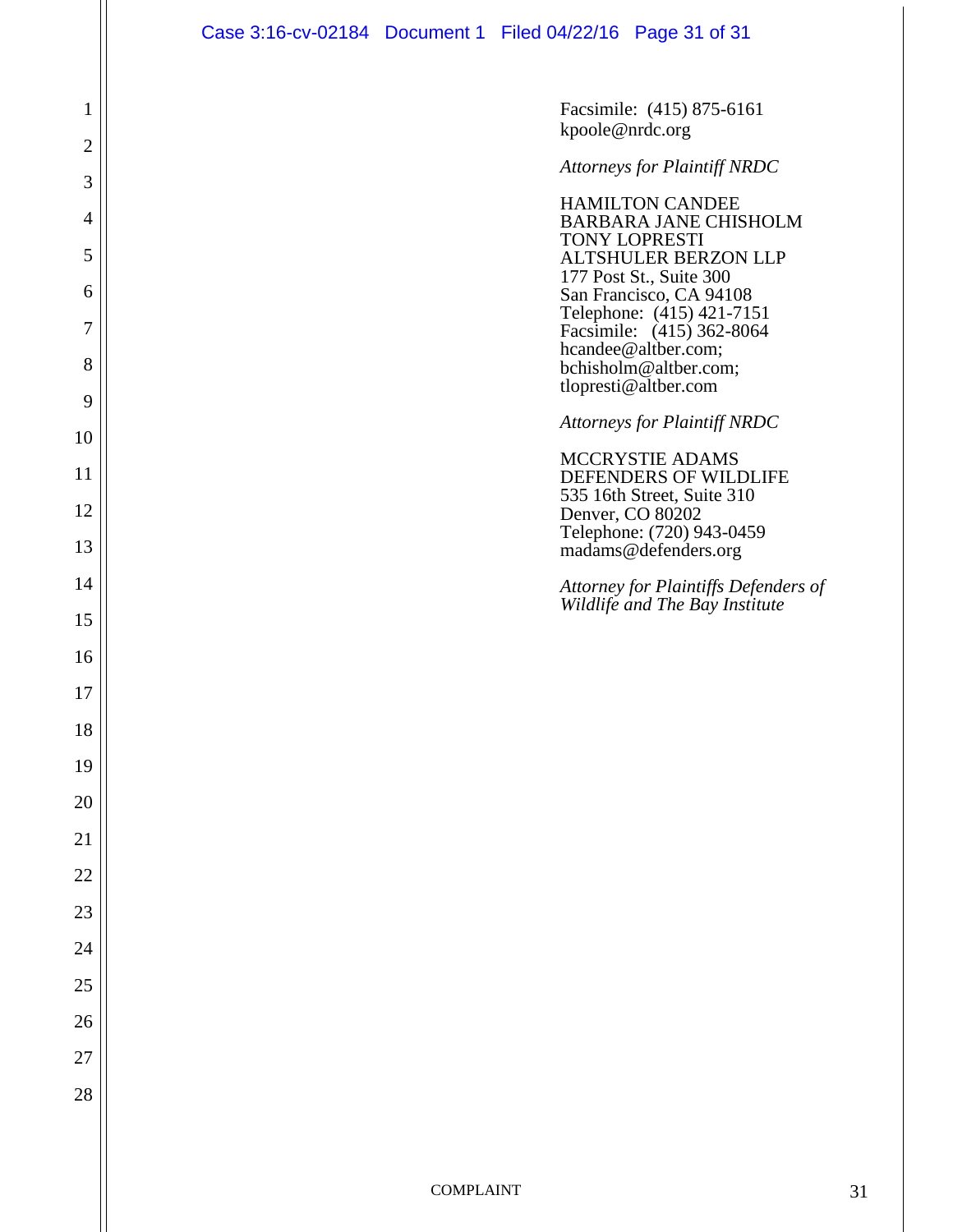Facsimile: (415) 875-6161
kpoole@nrdc.org

*Attorneys for Plaintiff NRDC*

HAMILTON CANDEE
BARBARA JANE CHISHOLM
TONY LOPRESTI
ALTSHULER BERZON LLP
177 Post St., Suite 300
San Francisco, CA 94108
Telephone: (415) 421-7151
Facsimile: (415) 362-8064
hcandee@altber.com;
bchisholm@altber.com;
tlopresti@altber.com

*Attorneys for Plaintiff NRDC*

MCCRYSTIE ADAMS
DEFENDERS OF WILDLIFE
535 16th Street, Suite 310
Denver, CO 80202
Telephone: (720) 943-0459
madams@defenders.org

*Attorney for Plaintiffs Defenders of Wildlife and The Bay Institute*